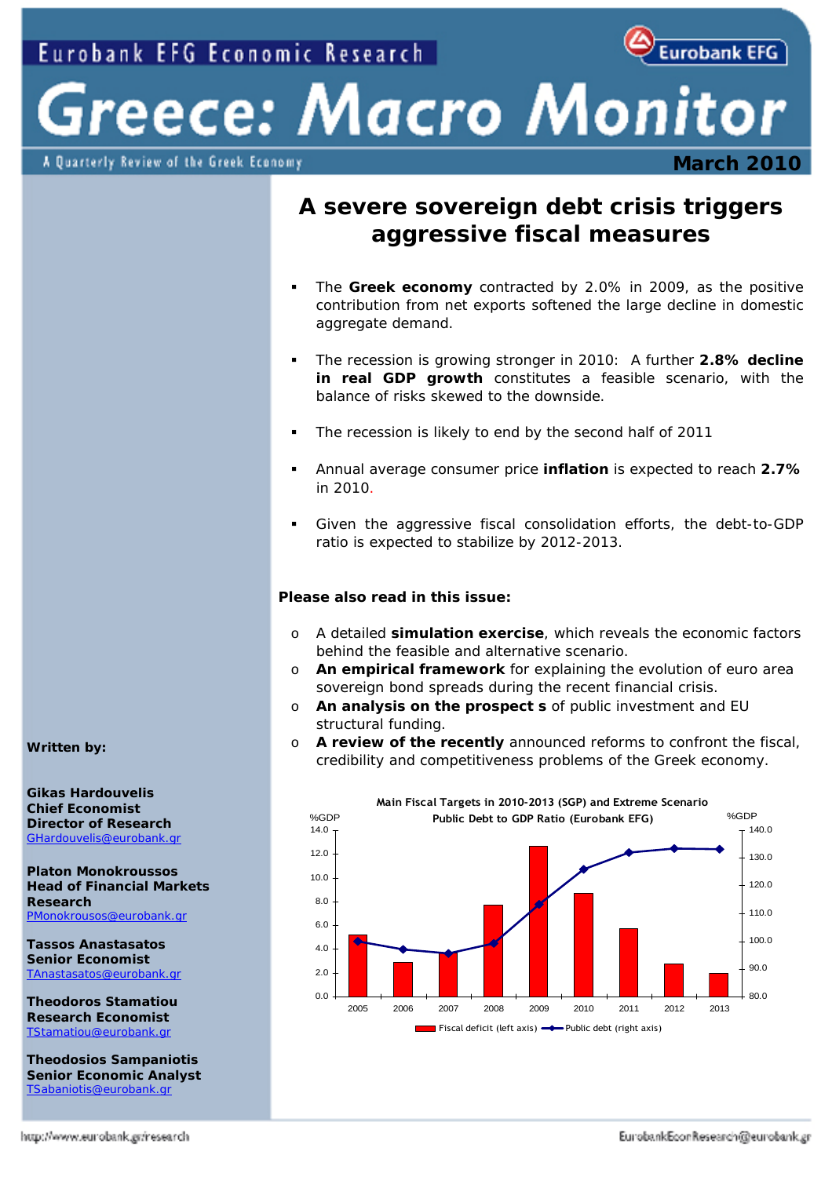Eurobank EFG Economic Research

# Greece: Macro Monitor

A Quarterly Review of the Greek Economy

**March 2010**

## A severe sovereign debt crisis triggers aggressive fiscal measures

- The **Greek economy** contracted by 2.0% in 2009, as the positive contribution from net exports softened the large decline in domestic aggregate demand.
- The recession is growing stronger in 2010: A further **2.8% decline in real GDP growth** constitutes a feasible scenario, with the balance of risks skewed to the downside.
- The recession is likely to end by the second half of 2011
- Annual average consumer price **inflation** is expected to reach **2.7%** in 2010.
- Given the aggressive fiscal consolidation efforts, the debt-to-GDP ratio is expected to stabilize by 2012-2013.

**Please also read in this issue:**

- A detailed **simulation exercise**, which reveals the economic factors behind the feasible and alternative scenario.
- **An empirical framework** for explaining the evolution of euro area sovereign bond spreads during the recent financial crisis.
- **An analysis on the prospect s** of public investment and EU structural funding.
- **A review of the recently** announced reforms to confront the fiscal, credibility and competitiveness problems of the Greek economy.

Main Fiscal Targets in 2010-2013 (SGP) and Extreme Scenario
Public Debt to GDP Ratio (Eurobank EFG)

| Year | Fiscal deficit (%GDP, left axis) | Public debt (%GDP, right axis) |
|---|---|---|
| 2005 | 5.2 | 100.0 |
| 2006 | 2.9 | 97.0 |
| 2007 | 3.7 | 96.0 |
| 2008 | 7.7 | 99.0 |
| 2009 | 12.7 | 113.0 |
| 2010 | 8.7 | 126.0 |
| 2011 | 5.7 | 132.0 |
| 2012 | 2.8 | 133.0 |
| 2013 | 2.0 | 133.0 |

**Written by:**

**Gikas Hardouvelis**
**Chief Economist**
**Director of Research**
GHardouvelis@eurobank.gr

**Platon Monokroussos**
**Head of Financial Markets Research**
PMonokrousos@eurobank.gr

**Tassos Anastasatos**
**Senior Economist**
TAnastasatos@eurobank.gr

**Theodoros Stamatiou**
**Research Economist**
TStamatiou@eurobank.gr

**Theodosios Sampaniotis**
**Senior Economic Analyst**
TSabaniotis@eurobank.gr

http://www.eurobank.gr/research

EurobankEconResearch@eurobank.gr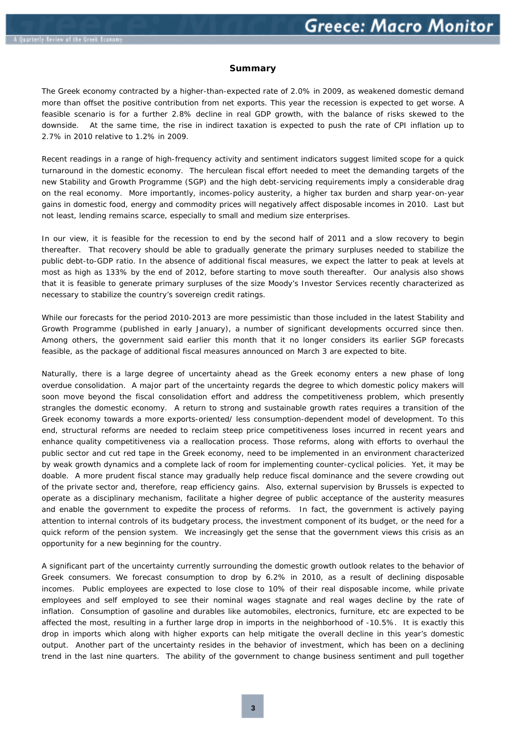## Summary

The Greek economy contracted by a higher-than-expected rate of 2.0% in 2009, as weakened domestic demand more than offset the positive contribution from net exports. This year the recession is expected to get worse. A feasible scenario is for a further 2.8% decline in real GDP growth, with the balance of risks skewed to the downside. At the same time, the rise in indirect taxation is expected to push the rate of CPI inflation up to 2.7% in 2010 relative to 1.2% in 2009.

Recent readings in a range of high-frequency activity and sentiment indicators suggest limited scope for a quick turnaround in the domestic economy. The herculean fiscal effort needed to meet the demanding targets of the new Stability and Growth Programme (SGP) and the high debt-servicing requirements imply a considerable drag on the real economy. More importantly, incomes-policy austerity, a higher tax burden and sharp year-on-year gains in domestic food, energy and commodity prices will negatively affect disposable incomes in 2010. Last but not least, lending remains scarce, especially to small and medium size enterprises.

In our view, it is feasible for the recession to end by the second half of 2011 and a slow recovery to begin thereafter. That recovery should be able to gradually generate the primary surpluses needed to stabilize the public debt-to-GDP ratio. In the absence of additional fiscal measures, we expect the latter to peak at levels at most as high as 133% by the end of 2012, before starting to move south thereafter. Our analysis also shows that it is feasible to generate primary surpluses of the size Moody's Investor Services recently characterized as necessary to stabilize the country's sovereign credit ratings.

While our forecasts for the period 2010-2013 are more pessimistic than those included in the latest Stability and Growth Programme (published in early January), a number of significant developments occurred since then. Among others, the government said earlier this month that it no longer considers its earlier SGP forecasts feasible, as the package of additional fiscal measures announced on March 3 are expected to bite.

Naturally, there is a large degree of uncertainty ahead as the Greek economy enters a new phase of long overdue consolidation. A major part of the uncertainty regards the degree to which domestic policy makers will soon move beyond the fiscal consolidation effort and address the competitiveness problem, which presently strangles the domestic economy. A return to strong and sustainable growth rates requires a transition of the Greek economy towards a more exports-oriented/ less consumption-dependent model of development. To this end, structural reforms are needed to reclaim steep price competitiveness loses incurred in recent years and enhance quality competitiveness via a reallocation process. Those reforms, along with efforts to overhaul the public sector and cut red tape in the Greek economy, need to be implemented in an environment characterized by weak growth dynamics and a complete lack of room for implementing counter-cyclical policies. Yet, it may be doable. A more prudent fiscal stance may gradually help reduce fiscal dominance and the severe crowding out of the private sector and, therefore, reap efficiency gains. Also, external supervision by Brussels is expected to operate as a disciplinary mechanism, facilitate a higher degree of public acceptance of the austerity measures and enable the government to expedite the process of reforms. In fact, the government is actively paying attention to internal controls of its budgetary process, the investment component of its budget, or the need for a quick reform of the pension system. We increasingly get the sense that the government views this crisis as an opportunity for a new beginning for the country.

A significant part of the uncertainty currently surrounding the domestic growth outlook relates to the behavior of Greek consumers. We forecast consumption to drop by 6.2% in 2010, as a result of declining disposable incomes. Public employees are expected to lose close to 10% of their real disposable income, while private employees and self employed to see their nominal wages stagnate and real wages decline by the rate of inflation. Consumption of gasoline and durables like automobiles, electronics, furniture, etc are expected to be affected the most, resulting in a further large drop in imports in the neighborhood of -10.5%. It is exactly this drop in imports which along with higher exports can help mitigate the overall decline in this year's domestic output. Another part of the uncertainty resides in the behavior of investment, which has been on a declining trend in the last nine quarters. The ability of the government to change business sentiment and pull together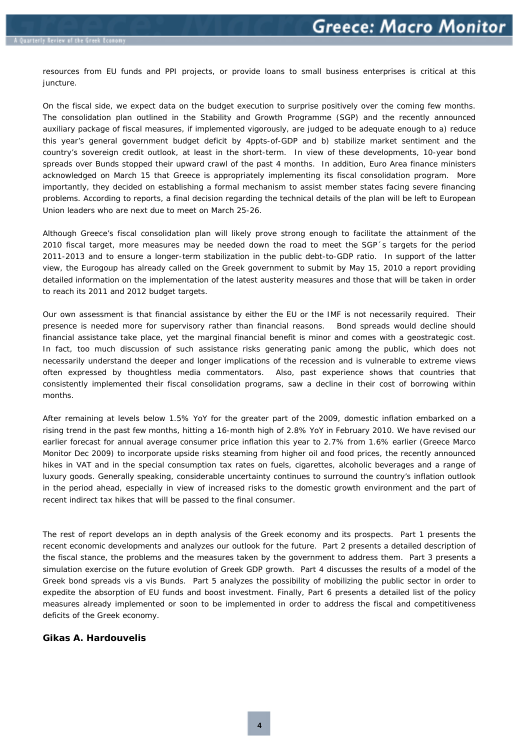resources from EU funds and PPI projects, or provide loans to small business enterprises is critical at this juncture.

On the fiscal side, we expect data on the budget execution to surprise positively over the coming few months. The consolidation plan outlined in the Stability and Growth Programme (SGP) and the recently announced auxiliary package of fiscal measures, if implemented vigorously, are judged to be adequate enough to a) reduce this year's general government budget deficit by 4ppts-of-GDP and b) stabilize market sentiment and the country's sovereign credit outlook, at least in the short-term. In view of these developments, 10-year bond spreads over Bunds stopped their upward crawl of the past 4 months. In addition, Euro Area finance ministers acknowledged on March 15 that Greece is appropriately implementing its fiscal consolidation program. More importantly, they decided on establishing a formal mechanism to assist member states facing severe financing problems. According to reports, a final decision regarding the technical details of the plan will be left to European Union leaders who are next due to meet on March 25-26.

Although Greece's fiscal consolidation plan will likely prove strong enough to facilitate the attainment of the 2010 fiscal target, more measures may be needed down the road to meet the SGP´s targets for the period 2011-2013 and to ensure a longer-term stabilization in the public debt-to-GDP ratio. In support of the latter view, the Eurogoup has already called on the Greek government to submit by May 15, 2010 a report providing detailed information on the implementation of the latest austerity measures and those that will be taken in order to reach its 2011 and 2012 budget targets.

Our own assessment is that financial assistance by either the EU or the IMF is not necessarily required. Their presence is needed more for supervisory rather than financial reasons. Bond spreads would decline should financial assistance take place, yet the marginal financial benefit is minor and comes with a geostrategic cost. In fact, too much discussion of such assistance risks generating panic among the public, which does not necessarily understand the deeper and longer implications of the recession and is vulnerable to extreme views often expressed by thoughtless media commentators. Also, past experience shows that countries that consistently implemented their fiscal consolidation programs, saw a decline in their cost of borrowing within months.

After remaining at levels below 1.5% YoY for the greater part of the 2009, domestic inflation embarked on a rising trend in the past few months, hitting a 16-month high of 2.8% YoY in February 2010. We have revised our earlier forecast for annual average consumer price inflation this year to 2.7% from 1.6% earlier (Greece Marco Monitor Dec 2009) to incorporate upside risks steaming from higher oil and food prices, the recently announced hikes in VAT and in the special consumption tax rates on fuels, cigarettes, alcoholic beverages and a range of luxury goods. Generally speaking, considerable uncertainty continues to surround the country's inflation outlook in the period ahead, especially in view of increased risks to the domestic growth environment and the part of recent indirect tax hikes that will be passed to the final consumer.

The rest of report develops an in depth analysis of the Greek economy and its prospects. Part 1 presents the recent economic developments and analyzes our outlook for the future. Part 2 presents a detailed description of the fiscal stance, the problems and the measures taken by the government to address them. Part 3 presents a simulation exercise on the future evolution of Greek GDP growth. Part 4 discusses the results of a model of the Greek bond spreads vis a vis Bunds. Part 5 analyzes the possibility of mobilizing the public sector in order to expedite the absorption of EU funds and boost investment. Finally, Part 6 presents a detailed list of the policy measures already implemented or soon to be implemented in order to address the fiscal and competitiveness deficits of the Greek economy.

**Gikas A. Hardouvelis**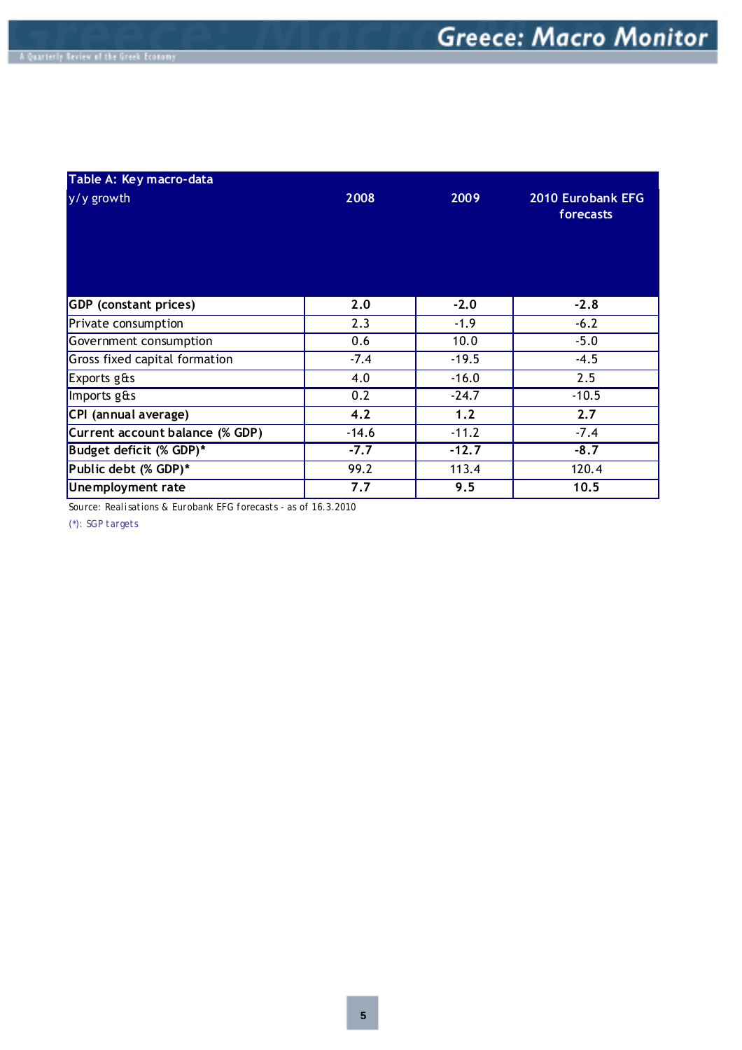**Table A: Key macro-data**

| y/y growth | 2008 | 2009 | 2010 Eurobank EFG forecasts |
|---|---|---|---|
| **GDP (constant prices)** | **2.0** | **-2.0** | **-2.8** |
| Private consumption | 2.3 | -1.9 | -6.2 |
| Government consumption | 0.6 | 10.0 | -5.0 |
| Gross fixed capital formation | -7.4 | -19.5 | -4.5 |
| Exports g&s | 4.0 | -16.0 | 2.5 |
| Imports g&s | 0.2 | -24.7 | -10.5 |
| **CPI (annual average)** | **4.2** | **1.2** | **2.7** |
| **Current account balance (% GDP)** | -14.6 | -11.2 | -7.4 |
| **Budget deficit (% GDP)*** | **-7.7** | **-12.7** | **-8.7** |
| **Public debt (% GDP)*** | 99.2 | 113.4 | 120.4 |
| **Unemployment rate** | **7.7** | **9.5** | **10.5** |

Source: Realisations & Eurobank EFG forecasts - as of 16.3.2010

(*): SGP targets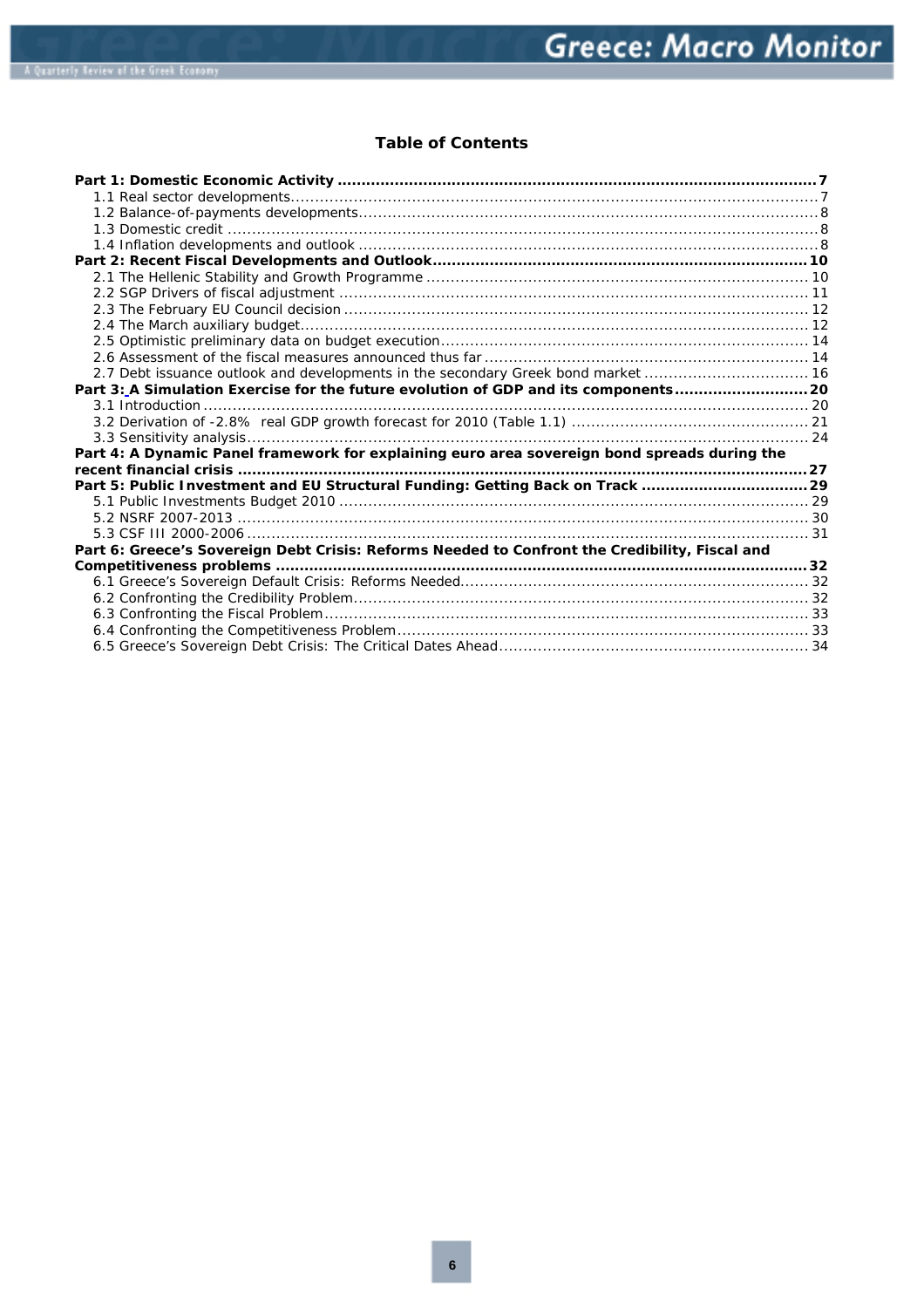## Table of Contents

**Part 1: Domestic Economic Activity ........................................................................................ 7**
- 1.1 Real sector developments........................................................................................................ 7
- 1.2 Balance-of-payments developments....................................................................................... 8
- 1.3 Domestic credit ........................................................................................................................ 8
- 1.4 Inflation developments and outlook ......................................................................................... 8

**Part 2: Recent Fiscal Developments and Outlook.................................................................... 10**
- 2.1 The Hellenic Stability and Growth Programme ...................................................................... 10
- 2.2 SGP Drivers of fiscal adjustment ........................................................................................... 11
- 2.3 The February EU Council decision ........................................................................................ 12
- 2.4 The March auxiliary budget.................................................................................................... 12
- 2.5 Optimistic preliminary data on budget execution................................................................... 14
- 2.6 Assessment of the fiscal measures announced thus far ........................................................ 14
- 2.7 Debt issuance outlook and developments in the secondary Greek bond market .................. 16

**Part 3: A Simulation Exercise for the future evolution of GDP and its components............. 20**
- 3.1 Introduction ............................................................................................................................ 20
- 3.2 Derivation of -2.8% real GDP growth forecast for 2010 (Table 1.1) ...................................... 21
- 3.3 Sensitivity analysis.................................................................................................................. 24

**Part 4: A Dynamic Panel framework for explaining euro area sovereign bond spreads during the recent financial crisis ..................................................................................................................... 27**

**Part 5: Public Investment and EU Structural Funding: Getting Back on Track ...................... 29**
- 5.1 Public Investments Budget 2010 ........................................................................................... 29
- 5.2 NSRF 2007-2013 ................................................................................................................... 30
- 5.3 CSF III 2000-2006 .................................................................................................................. 31

**Part 6: Greece's Sovereign Debt Crisis: Reforms Needed to Confront the Credibility, Fiscal and Competitiveness problems ............................................................................................................ 32**
- 6.1 Greece's Sovereign Default Crisis: Reforms Needed.............................................................. 32
- 6.2 Confronting the Credibility Problem........................................................................................ 32
- 6.3 Confronting the Fiscal Problem............................................................................................... 33
- 6.4 Confronting the Competitiveness Problem.............................................................................. 33
- 6.5 Greece's Sovereign Debt Crisis: The Critical Dates Ahead.................................................... 34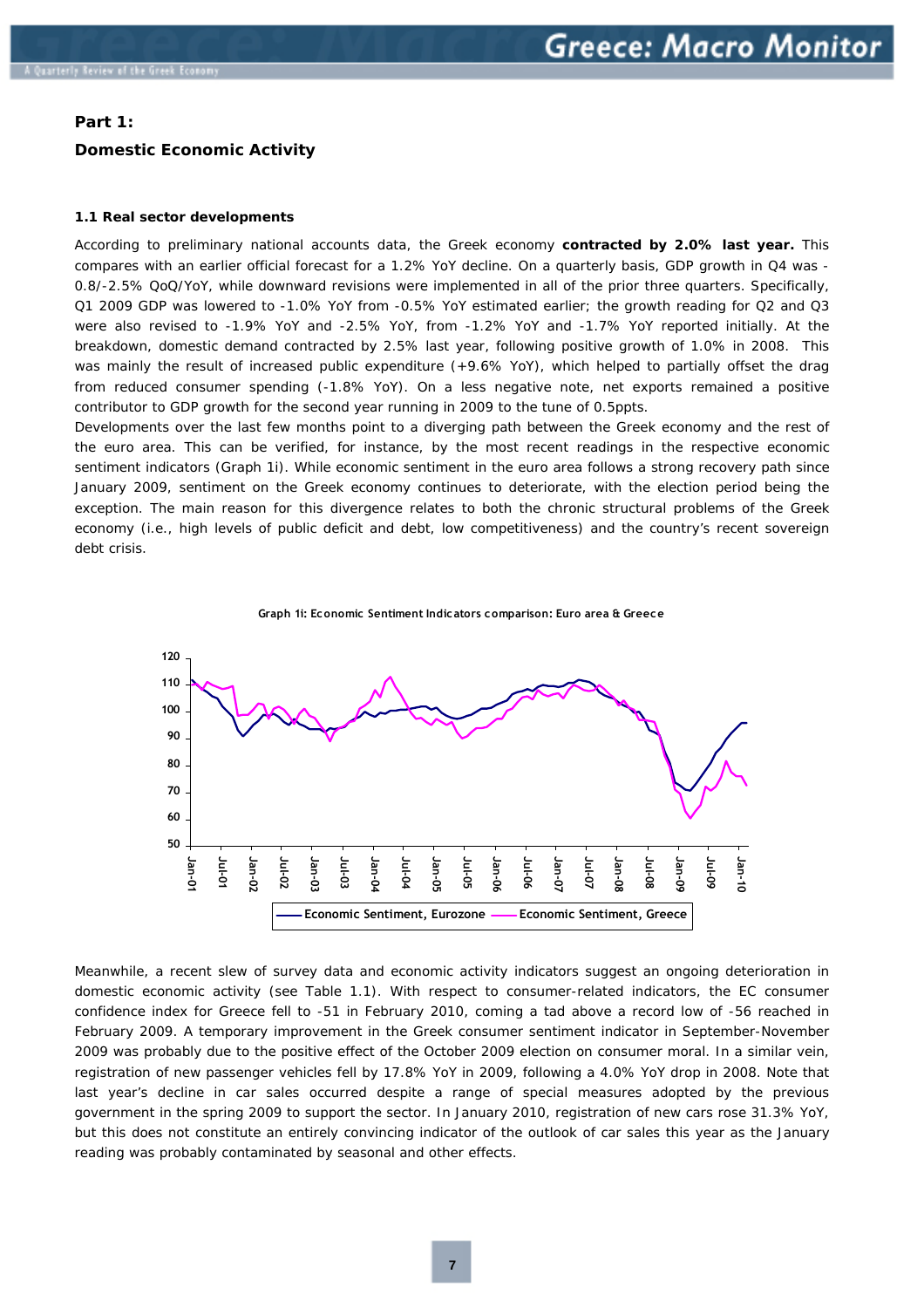## Part 1:

## Domestic Economic Activity

### 1.1 Real sector developments

According to preliminary national accounts data, the Greek economy **contracted by 2.0% last year.** This compares with an earlier official forecast for a 1.2% YoY decline. On a quarterly basis, GDP growth in Q4 was -0.8/-2.5% QoQ/YoY, while downward revisions were implemented in all of the prior three quarters. Specifically, Q1 2009 GDP was lowered to -1.0% YoY from -0.5% YoY estimated earlier; the growth reading for Q2 and Q3 were also revised to -1.9% YoY and -2.5% YoY, from -1.2% YoY and -1.7% YoY reported initially. At the breakdown, domestic demand contracted by 2.5% last year, following positive growth of 1.0% in 2008. This was mainly the result of increased public expenditure (+9.6% YoY), which helped to partially offset the drag from reduced consumer spending (-1.8% YoY). On a less negative note, net exports remained a positive contributor to GDP growth for the second year running in 2009 to the tune of 0.5ppts.

Developments over the last few months point to a diverging path between the Greek economy and the rest of the euro area. This can be verified, for instance, by the most recent readings in the respective economic sentiment indicators (Graph 1i). While economic sentiment in the euro area follows a strong recovery path since January 2009, sentiment on the Greek economy continues to deteriorate, with the election period being the exception. The main reason for this divergence relates to both the chronic structural problems of the Greek economy (i.e., high levels of public deficit and debt, low competitiveness) and the country's recent sovereign debt crisis.

Graph 1i: Economic Sentiment Indicators comparison: Euro area & Greece

Meanwhile, a recent slew of survey data and economic activity indicators suggest an ongoing deterioration in domestic economic activity (see Table 1.1). With respect to consumer-related indicators, the EC consumer confidence index for Greece fell to -51 in February 2010, coming a tad above a record low of -56 reached in February 2009. A temporary improvement in the Greek consumer sentiment indicator in September-November 2009 was probably due to the positive effect of the October 2009 election on consumer moral. In a similar vein, registration of new passenger vehicles fell by 17.8% YoY in 2009, following a 4.0% YoY drop in 2008. Note that last year's decline in car sales occurred despite a range of special measures adopted by the previous government in the spring 2009 to support the sector. In January 2010, registration of new cars rose 31.3% YoY, but this does not constitute an entirely convincing indicator of the outlook of car sales this year as the January reading was probably contaminated by seasonal and other effects.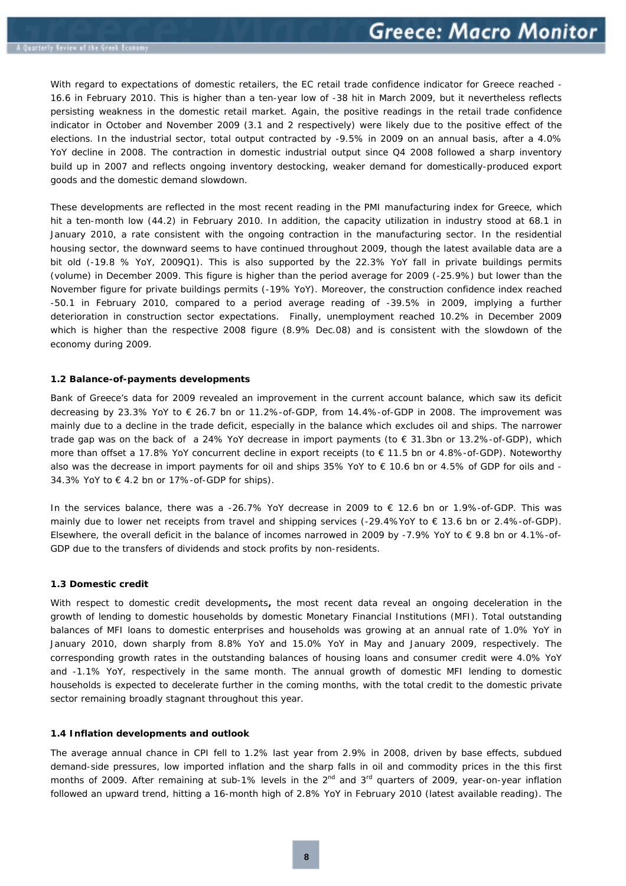With regard to expectations of domestic retailers, the EC retail trade confidence indicator for Greece reached -16.6 in February 2010. This is higher than a ten-year low of -38 hit in March 2009, but it nevertheless reflects persisting weakness in the domestic retail market. Again, the positive readings in the retail trade confidence indicator in October and November 2009 (3.1 and 2 respectively) were likely due to the positive effect of the elections. In the industrial sector, total output contracted by -9.5% in 2009 on an annual basis, after a 4.0% YoY decline in 2008. The contraction in domestic industrial output since Q4 2008 followed a sharp inventory build up in 2007 and reflects ongoing inventory destocking, weaker demand for domestically-produced export goods and the domestic demand slowdown.

These developments are reflected in the most recent reading in the PMI manufacturing index for Greece, which hit a ten-month low (44.2) in February 2010. In addition, the capacity utilization in industry stood at 68.1 in January 2010, a rate consistent with the ongoing contraction in the manufacturing sector. In the residential housing sector, the downward seems to have continued throughout 2009, though the latest available data are a bit old (-19.8 % YoY, 2009Q1). This is also supported by the 22.3% YoY fall in private buildings permits (volume) in December 2009. This figure is higher than the period average for 2009 (-25.9%) but lower than the November figure for private buildings permits (-19% YoY). Moreover, the construction confidence index reached -50.1 in February 2010, compared to a period average reading of -39.5% in 2009, implying a further deterioration in construction sector expectations. Finally, unemployment reached 10.2% in December 2009 which is higher than the respective 2008 figure (8.9% Dec.08) and is consistent with the slowdown of the economy during 2009.

#### 1.2 Balance-of-payments developments

Bank of Greece's data for 2009 revealed an improvement in the current account balance, which saw its deficit decreasing by 23.3% YoY to € 26.7 bn or 11.2%-of-GDP, from 14.4%-of-GDP in 2008. The improvement was mainly due to a decline in the trade deficit, especially in the balance which excludes oil and ships. The narrower trade gap was on the back of a 24% YoY decrease in import payments (to € 31.3bn or 13.2%-of-GDP), which more than offset a 17.8% YoY concurrent decline in export receipts (to € 11.5 bn or 4.8%-of-GDP). Noteworthy also was the decrease in import payments for oil and ships 35% YoY to € 10.6 bn or 4.5% of GDP for oils and -34.3% YoY to € 4.2 bn or 17%-of-GDP for ships).

In the services balance, there was a -26.7% YoY decrease in 2009 to € 12.6 bn or 1.9%-of-GDP. This was mainly due to lower net receipts from travel and shipping services (-29.4%YoY to € 13.6 bn or 2.4%-of-GDP). Elsewhere, the overall deficit in the balance of incomes narrowed in 2009 by -7.9% YoY to € 9.8 bn or 4.1%-of-GDP due to the transfers of dividends and stock profits by non-residents.

#### 1.3 Domestic credit

With respect to domestic credit developments**,** the most recent data reveal an ongoing deceleration in the growth of lending to domestic households by domestic Monetary Financial Institutions (MFI). Total outstanding balances of MFI loans to domestic enterprises and households was growing at an annual rate of 1.0% YoY in January 2010, down sharply from 8.8% YoY and 15.0% YoY in May and January 2009, respectively. The corresponding growth rates in the outstanding balances of housing loans and consumer credit were 4.0% YoY and -1.1% YoY, respectively in the same month. The annual growth of domestic MFI lending to domestic households is expected to decelerate further in the coming months, with the total credit to the domestic private sector remaining broadly stagnant throughout this year.

#### 1.4 Inflation developments and outlook

The average annual chance in CPI fell to 1.2% last year from 2.9% in 2008, driven by base effects, subdued demand-side pressures, low imported inflation and the sharp falls in oil and commodity prices in the this first months of 2009. After remaining at sub-1% levels in the 2nd and 3rd quarters of 2009, year-on-year inflation followed an upward trend, hitting a 16-month high of 2.8% YoY in February 2010 (latest available reading). The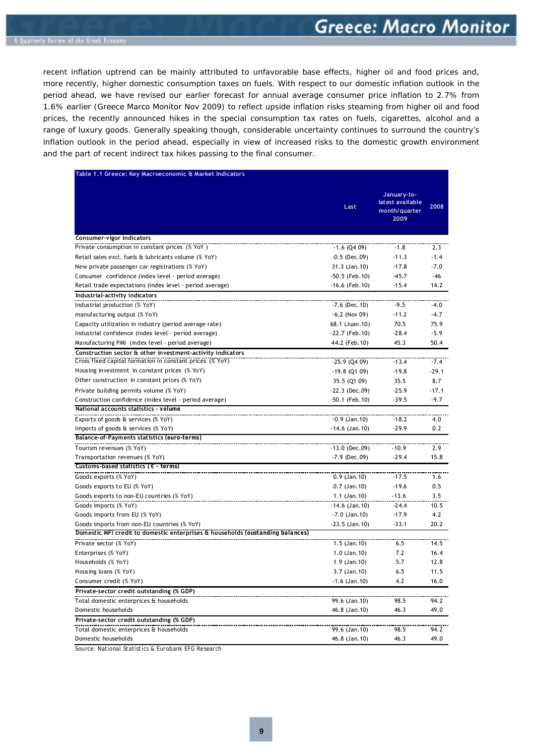recent inflation uptrend can be mainly attributed to unfavorable base effects, higher oil and food prices and, more recently, higher domestic consumption taxes on fuels. With respect to our domestic inflation outlook in the period ahead, we have revised our earlier forecast for annual average consumer price inflation to 2.7% from 1.6% earlier (Greece Marco Monitor Nov 2009) to reflect upside inflation risks steaming from higher oil and food prices, the recently announced hikes in the special consumption tax rates on fuels, cigarettes, alcohol and a range of luxury goods. Generally speaking though, considerable uncertainty continues to surround the country's inflation outlook in the period ahead, especially in view of increased risks to the domestic growth environment and the part of recent indirect tax hikes passing to the final consumer.

Table 1.1 Greece: Key Macroeconomic & Market Indicators

| | Last | January-to-latest available month/quarter 2009 | 2008 |
|---|---|---|---|
| **Consumer-vigor indicators** | | | |
| Private consumption in constant prices (% YoY ) | -1.6 (Q4 09) | -1.8 | 2.3 |
| Retail sales excl. fuels & lubricants volume (% YoY) | -0.5 (Dec.09) | -11.3 | -1.4 |
| New private passenger car registrations (% YoY) | 31.3 (Jan.10) | -17.8 | -7.0 |
| Consumer confidence (index level - period average) | -50.5 (Feb.10) | -45.7 | -46 |
| Retail trade expectations (index level - period average) | -16.6 (Feb.10) | -15.4 | 14.2 |
| **Industrial-activity indicators** | | | |
| Industrial production (% YoY) | -7.6 (Dec.10) | -9.5 | -4.0 |
| manufacturing output (% YoY) | -6.2 (Nov 09) | -11.2 | -4.7 |
| Capacity utilization in industry (period average rate) | 68.1 (Juan.10) | 70.5 | 75.9 |
| Industrial confidence (index level - period average) | -22.7 (Feb.10) | -28.4 | -5.9 |
| Manufacturing PMI (index level - period average) | 44.2 (Feb.10) | 45.3 | 50.4 |
| **Construction sector & other investment-activity indicators** | | | |
| Gross fixed capital formation in constant prices (% YoY) | -25.9 (Q4 09) | -13.4 | -7.4 |
| Housing investment in constant prices (% YoY) | -19.8 (Q1 09) | -19.8 | -29.1 |
| Other construction in constant prices (% YoY) | 35.5 (Q1 09) | 35.5 | 8.7 |
| Private building permits volume (% YoY) | -22.3 (Dec.09) | -25.9 | -17.1 |
| Construction confidence (index level - period average) | -50.1 (Feb.10) | -39.5 | -9.7 |
| **National accounts statistics - volume** | | | |
| Exports of goods & services (% YoY) | -0.9 (Jan.10) | -18.2 | 4.0 |
| Imports of goods & services (% YoY) | -14.6 (Jan.10) | -29.9 | 0.2 |
| **Balance-of-Payments statistics (euro-terms)** | | | |
| Tourism revenues (% YoY) | -13.0 (Dec.09) | -10.9 | 2.9 |
| Transportation revenues (% YoY) | -7.9 (Dec.09) | -29.4 | 15.8 |
| **Customs-based statistics (€ - terms)** | | | |
| Goods exports (% YoY) | 0.9 (Jan.10) | -17.5 | 1.6 |
| Goods exports to EU (% YoY) | 0.7 (Jan.10) | -19.6 | 0.5 |
| Goods exports to non-EU countries (% YoY) | 1.1 (Jan.10) | -13.6 | 3.5 |
| Goods imports (% YoY) | -14.6 (Jan.10) | -24.4 | 10.5 |
| Goods imports from EU (% YoY) | -7.0 (Jan.10) | -17.9 | 4.2 |
| Goods imports from non-EU countries (% YoY) | -23.5 (Jan.10) | -33.1 | 20.2 |
| **Domestic MFI credit to domestic enterprises & households (oustanding balances)** | | | |
| Private sector (% YoY) | 1.5 (Jan.10) | 6.5 | 14.5 |
| Enterprises (% YoY) | 1.0 (Jan.10) | 7.2 | 16.4 |
| Households (% YoY) | 1.9 (Jan.10) | 5.7 | 12.8 |
| Housing loans (% YoY) | 3.7 (Jan.10) | 6.5 | 11.5 |
| Consumer credit (% YoY) | -1.6 (Jan.10) | 4.2 | 16.0 |
| **Private-sector credit outstanding (% GDP)** | | | |
| Total domestic enterprises & households | 99.6 (Jan.10) | 98.5 | 94.2 |
| Domestic households | 46.8 (Jan.10) | 46.3 | 49.0 |
| **Private-sector credit outstanding (% GDP)** | | | |
| Total domestic enterprises & households | 99.6 (Jan.10) | 98.5 | 94.2 |
| Domestic households | 46.8 (Jan.10) | 46.3 | 49.0 |

Source: National Statistics & Eurobank EFG Research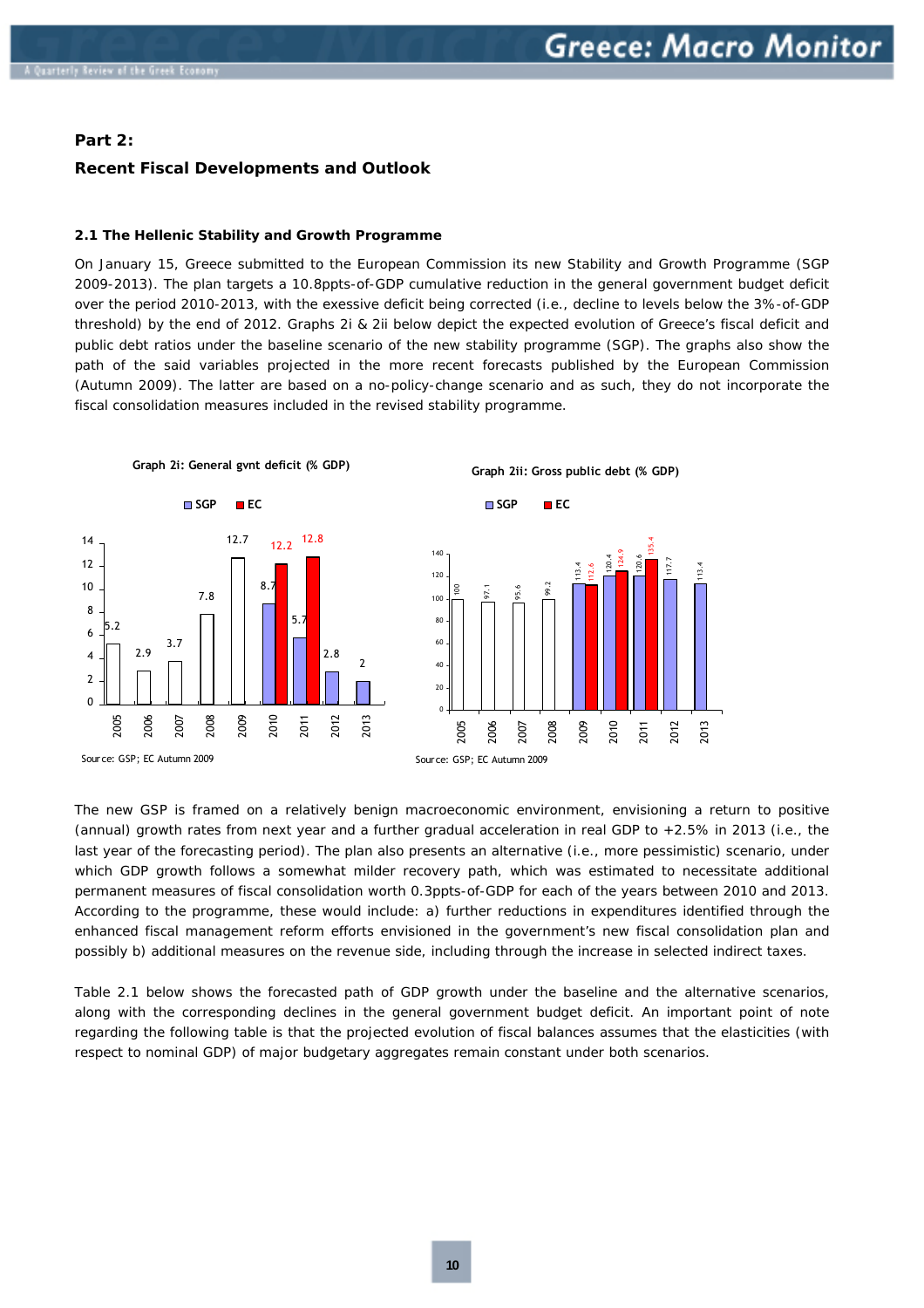## Part 2:

## Recent Fiscal Developments and Outlook

### 2.1 The Hellenic Stability and Growth Programme

On January 15, Greece submitted to the European Commission its new Stability and Growth Programme (SGP 2009-2013). The plan targets a 10.8ppts-of-GDP cumulative reduction in the general government budget deficit over the period 2010-2013, with the exessive deficit being corrected (i.e., decline to levels below the 3%-of-GDP threshold) by the end of 2012. Graphs 2i & 2ii below depict the expected evolution of Greece's fiscal deficit and public debt ratios under the baseline scenario of the new stability programme (SGP). The graphs also show the path of the said variables projected in the more recent forecasts published by the European Commission (Autumn 2009). The latter are based on a no-policy-change scenario and as such, they do not incorporate the fiscal consolidation measures included in the revised stability programme.

**Graph 2i: General gvnt deficit (% GDP)**

| Year | SGP | EC |
|---|---|---|
| 2005 | 5.2 | |
| 2006 | 2.9 | |
| 2007 | 3.7 | |
| 2008 | 7.8 | |
| 2009 | 12.7 | |
| 2010 | 8.7 | 12.2 |
| 2011 | 5.7 | 12.8 |
| 2012 | 2.8 | |
| 2013 | 2 | |

Source: GSP; EC Autumn 2009

**Graph 2ii: Gross public debt (% GDP)**

| Year | SGP | EC |
|---|---|---|
| 2005 | 100 | |
| 2006 | 97.1 | |
| 2007 | 95.6 | |
| 2008 | 99.2 | |
| 2009 | 113.4 | 112.6 |
| 2010 | 120.4 | 124.9 |
| 2011 | 120.6 | 135.4 |
| 2012 | 117.7 | |
| 2013 | 113.4 | |

Source: GSP; EC Autumn 2009

The new GSP is framed on a relatively benign macroeconomic environment, envisioning a return to positive (annual) growth rates from next year and a further gradual acceleration in real GDP to +2.5% in 2013 (i.e., the last year of the forecasting period). The plan also presents an alternative (i.e., more pessimistic) scenario, under which GDP growth follows a somewhat milder recovery path, which was estimated to necessitate additional permanent measures of fiscal consolidation worth 0.3ppts-of-GDP for each of the years between 2010 and 2013. According to the programme, these would include: a) further reductions in expenditures identified through the enhanced fiscal management reform efforts envisioned in the government's new fiscal consolidation plan and possibly b) additional measures on the revenue side, including through the increase in selected indirect taxes.

Table 2.1 below shows the forecasted path of GDP growth under the baseline and the alternative scenarios, along with the corresponding declines in the general government budget deficit. An important point of note regarding the following table is that the projected evolution of fiscal balances assumes that the elasticities (with respect to nominal GDP) of major budgetary aggregates remain constant under both scenarios.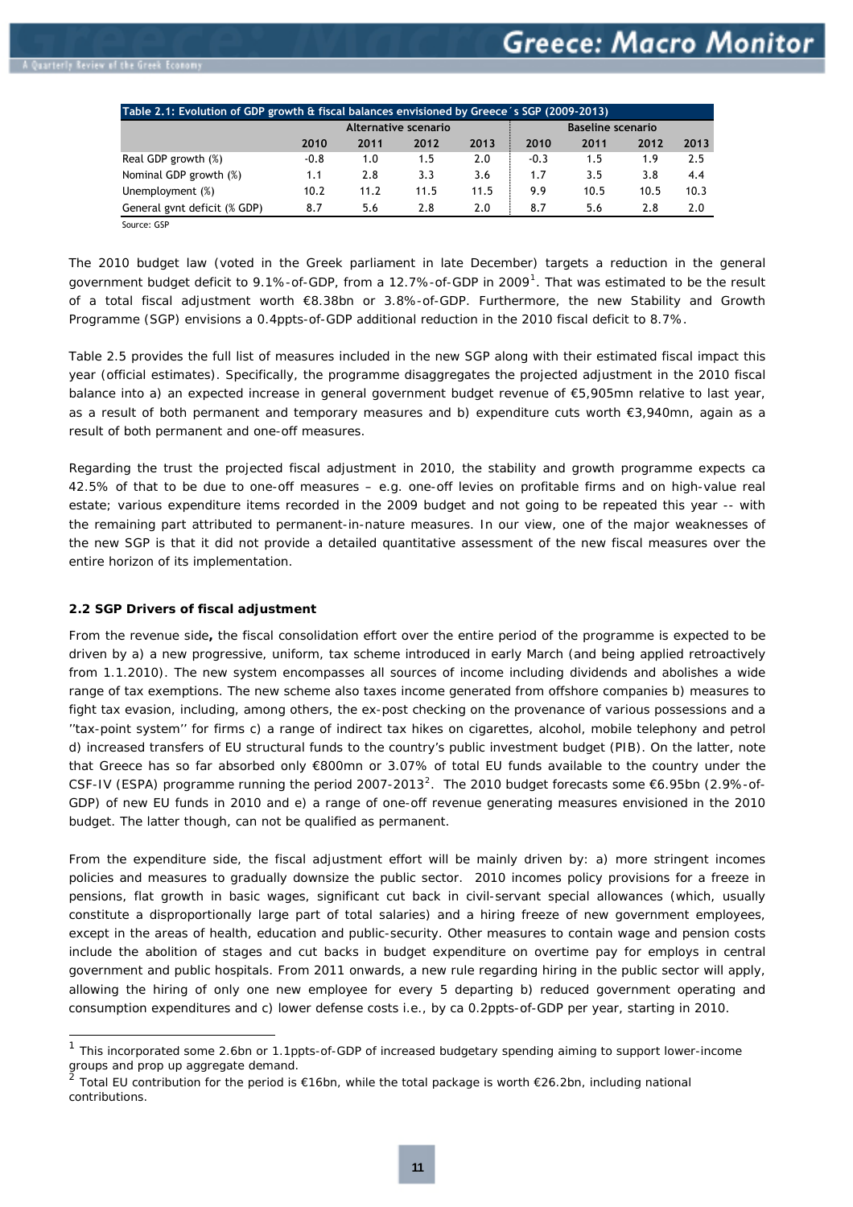Table 2.1: Evolution of GDP growth & fiscal balances envisioned by Greece´s SGP (2009-2013)

| | Alternative scenario | | | | Baseline scenario | | | |
|---|---|---|---|---|---|---|---|---|
| | 2010 | 2011 | 2012 | 2013 | 2010 | 2011 | 2012 | 2013 |
| Real GDP growth (%) | -0.8 | 1.0 | 1.5 | 2.0 | -0.3 | 1.5 | 1.9 | 2.5 |
| Nominal GDP growth (%) | 1.1 | 2.8 | 3.3 | 3.6 | 1.7 | 3.5 | 3.8 | 4.4 |
| Unemployment (%) | 10.2 | 11.2 | 11.5 | 11.5 | 9.9 | 10.5 | 10.5 | 10.3 |
| General gvnt deficit (% GDP) | 8.7 | 5.6 | 2.8 | 2.0 | 8.7 | 5.6 | 2.8 | 2.0 |

Source: GSP

The 2010 budget law (voted in the Greek parliament in late December) targets a reduction in the general government budget deficit to 9.1%-of-GDP, from a 12.7%-of-GDP in 2009[1]. That was estimated to be the result of a total fiscal adjustment worth €8.38bn or 3.8%-of-GDP. Furthermore, the new Stability and Growth Programme (SGP) envisions a 0.4ppts-of-GDP additional reduction in the 2010 fiscal deficit to 8.7%.

Table 2.5 provides the full list of measures included in the new SGP along with their estimated fiscal impact this year (official estimates). Specifically, the programme disaggregates the projected adjustment in the 2010 fiscal balance into a) an expected increase in general government budget revenue of €5,905mn relative to last year, as a result of both permanent and temporary measures and b) expenditure cuts worth €3,940mn, again as a result of both permanent and one-off measures.

Regarding the trust the projected fiscal adjustment in 2010, the stability and growth programme expects ca 42.5% of that to be due to one-off measures – e.g. one-off levies on profitable firms and on high-value real estate; various expenditure items recorded in the 2009 budget and not going to be repeated this year -- with the remaining part attributed to permanent-in-nature measures. In our view, one of the major weaknesses of the new SGP is that it did not provide a detailed quantitative assessment of the new fiscal measures over the entire horizon of its implementation.

### 2.2 SGP Drivers of fiscal adjustment

From the revenue side**,** the fiscal consolidation effort over the entire period of the programme is expected to be driven by a) a new progressive, uniform, tax scheme introduced in early March (and being applied retroactively from 1.1.2010). The new system encompasses all sources of income including dividends and abolishes a wide range of tax exemptions. The new scheme also taxes income generated from offshore companies b) measures to fight tax evasion, including, among others, the ex-post checking on the provenance of various possessions and a ''tax-point system'' for firms c) a range of indirect tax hikes on cigarettes, alcohol, mobile telephony and petrol d) increased transfers of EU structural funds to the country's public investment budget (PIB). On the latter, note that Greece has so far absorbed only €800mn or 3.07% of total EU funds available to the country under the CSF-IV (ESPA) programme running the period 2007-2013[2]. The 2010 budget forecasts some €6.95bn (2.9%-of-GDP) of new EU funds in 2010 and e) a range of one-off revenue generating measures envisioned in the 2010 budget. The latter though, can not be qualified as permanent.

From the expenditure side, the fiscal adjustment effort will be mainly driven by: a) more stringent incomes policies and measures to gradually downsize the public sector. 2010 incomes policy provisions for a freeze in pensions, flat growth in basic wages, significant cut back in civil-servant special allowances (which, usually constitute a disproportionally large part of total salaries) and a hiring freeze of new government employees, except in the areas of health, education and public-security. Other measures to contain wage and pension costs include the abolition of stages and cut backs in budget expenditure on overtime pay for employs in central government and public hospitals. From 2011 onwards, a new rule regarding hiring in the public sector will apply, allowing the hiring of only one new employee for every 5 departing b) reduced government operating and consumption expenditures and c) lower defense costs i.e., by ca 0.2ppts-of-GDP per year, starting in 2010.

[1] This incorporated some 2.6bn or 1.1ppts-of-GDP of increased budgetary spending aiming to support lower-income groups and prop up aggregate demand.

[2] Total EU contribution for the period is €16bn, while the total package is worth €26.2bn, including national contributions.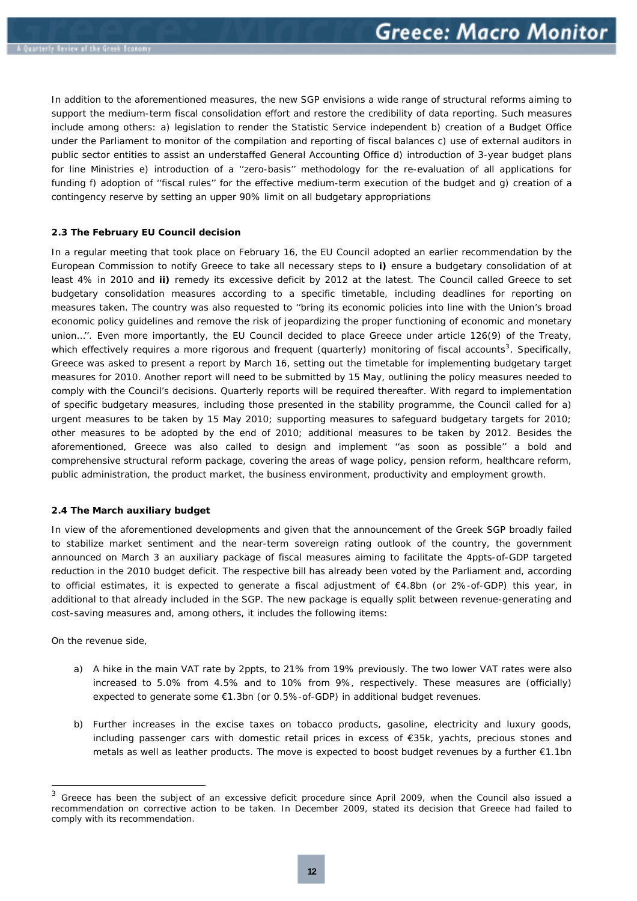In addition to the aforementioned measures, the new SGP envisions a wide range of structural reforms aiming to support the medium-term fiscal consolidation effort and restore the credibility of data reporting. Such measures include among others: a) legislation to render the Statistic Service independent b) creation of a Budget Office under the Parliament to monitor of the compilation and reporting of fiscal balances c) use of external auditors in public sector entities to assist an understaffed General Accounting Office d) introduction of 3-year budget plans for line Ministries e) introduction of a ''zero-basis'' methodology for the re-evaluation of all applications for funding f) adoption of ''fiscal rules'' for the effective medium-term execution of the budget and g) creation of a contingency reserve by setting an upper 90% limit on all budgetary appropriations

### 2.3 The February EU Council decision

In a regular meeting that took place on February 16, the EU Council adopted an earlier recommendation by the European Commission to notify Greece to take all necessary steps to **i)** ensure a budgetary consolidation of at least 4% in 2010 and **ii)** remedy its excessive deficit by 2012 at the latest. The Council called Greece to set budgetary consolidation measures according to a specific timetable, including deadlines for reporting on measures taken. The country was also requested to ''bring its economic policies into line with the Union's broad economic policy guidelines and remove the risk of jeopardizing the proper functioning of economic and monetary union…''. Even more importantly, the EU Council decided to place Greece under article 126(9) of the Treaty, which effectively requires a more rigorous and frequent (quarterly) monitoring of fiscal accounts[3]. Specifically, Greece was asked to present a report by March 16, setting out the timetable for implementing budgetary target measures for 2010. Another report will need to be submitted by 15 May, outlining the policy measures needed to comply with the Council's decisions. Quarterly reports will be required thereafter. With regard to implementation of specific budgetary measures, including those presented in the stability programme, the Council called for a) urgent measures to be taken by 15 May 2010; supporting measures to safeguard budgetary targets for 2010; other measures to be adopted by the end of 2010; additional measures to be taken by 2012. Besides the aforementioned, Greece was also called to design and implement ''as soon as possible'' a bold and comprehensive structural reform package, covering the areas of wage policy, pension reform, healthcare reform, public administration, the product market, the business environment, productivity and employment growth.

### 2.4 The March auxiliary budget

In view of the aforementioned developments and given that the announcement of the Greek SGP broadly failed to stabilize market sentiment and the near-term sovereign rating outlook of the country, the government announced on March 3 an auxiliary package of fiscal measures aiming to facilitate the 4ppts-of-GDP targeted reduction in the 2010 budget deficit. The respective bill has already been voted by the Parliament and, according to official estimates, it is expected to generate a fiscal adjustment of €4.8bn (or 2%-of-GDP) this year, in additional to that already included in the SGP. The new package is equally split between revenue-generating and cost-saving measures and, among others, it includes the following items:

On the revenue side,

a) A hike in the main VAT rate by 2ppts, to 21% from 19% previously. The two lower VAT rates were also increased to 5.0% from 4.5% and to 10% from 9%, respectively. These measures are (officially) expected to generate some €1.3bn (or 0.5%-of-GDP) in additional budget revenues.

b) Further increases in the excise taxes on tobacco products, gasoline, electricity and luxury goods, including passenger cars with domestic retail prices in excess of €35k, yachts, precious stones and metals as well as leather products. The move is expected to boost budget revenues by a further €1.1bn

---

[3] Greece has been the subject of an excessive deficit procedure since April 2009, when the Council also issued a recommendation on corrective action to be taken. In December 2009, stated its decision that Greece had failed to comply with its recommendation.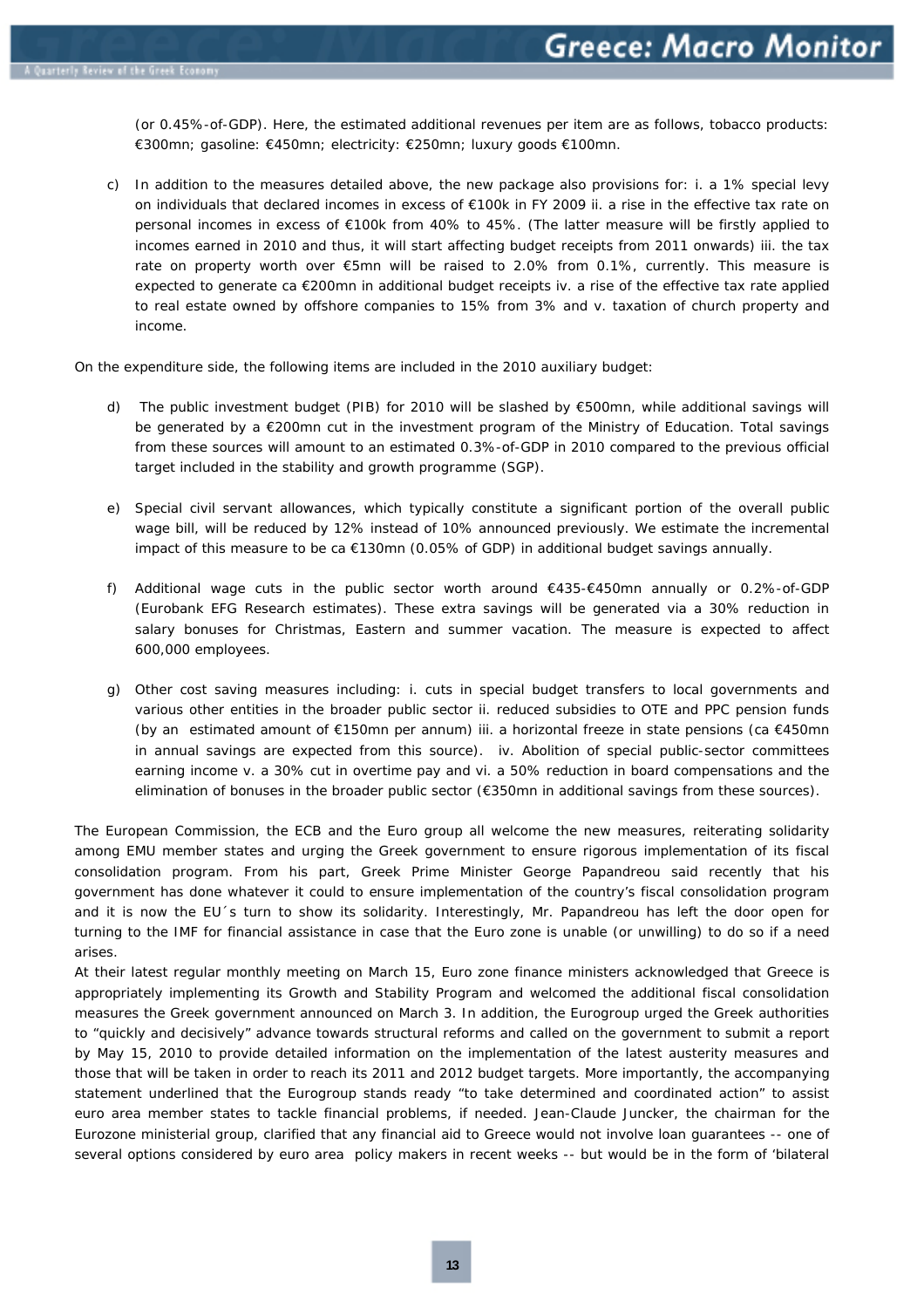(or 0.45%-of-GDP). Here, the estimated additional revenues per item are as follows, tobacco products: €300mn; gasoline: €450mn; electricity: €250mn; luxury goods €100mn.

c) In addition to the measures detailed above, the new package also provisions for: i. a 1% special levy on individuals that declared incomes in excess of €100k in FY 2009 ii. a rise in the effective tax rate on personal incomes in excess of €100k from 40% to 45%. (The latter measure will be firstly applied to incomes earned in 2010 and thus, it will start affecting budget receipts from 2011 onwards) iii. the tax rate on property worth over €5mn will be raised to 2.0% from 0.1%, currently. This measure is expected to generate ca €200mn in additional budget receipts iv. a rise of the effective tax rate applied to real estate owned by offshore companies to 15% from 3% and v. taxation of church property and income.

On the expenditure side, the following items are included in the 2010 auxiliary budget:

d) The public investment budget (PIB) for 2010 will be slashed by €500mn, while additional savings will be generated by a €200mn cut in the investment program of the Ministry of Education. Total savings from these sources will amount to an estimated 0.3%-of-GDP in 2010 compared to the previous official target included in the stability and growth programme (SGP).

e) Special civil servant allowances, which typically constitute a significant portion of the overall public wage bill, will be reduced by 12% instead of 10% announced previously. We estimate the incremental impact of this measure to be ca €130mn (0.05% of GDP) in additional budget savings annually.

f) Additional wage cuts in the public sector worth around €435-€450mn annually or 0.2%-of-GDP (Eurobank EFG Research estimates). These extra savings will be generated via a 30% reduction in salary bonuses for Christmas, Eastern and summer vacation. The measure is expected to affect 600,000 employees.

g) Other cost saving measures including: i. cuts in special budget transfers to local governments and various other entities in the broader public sector ii. reduced subsidies to OTE and PPC pension funds (by an estimated amount of €150mn per annum) iii. a horizontal freeze in state pensions (ca €450mn in annual savings are expected from this source). iv. Abolition of special public-sector committees earning income v. a 30% cut in overtime pay and vi. a 50% reduction in board compensations and the elimination of bonuses in the broader public sector (€350mn in additional savings from these sources).

The European Commission, the ECB and the Euro group all welcome the new measures, reiterating solidarity among EMU member states and urging the Greek government to ensure rigorous implementation of its fiscal consolidation program. From his part, Greek Prime Minister George Papandreou said recently that his government has done whatever it could to ensure implementation of the country's fiscal consolidation program and it is now the EU´s turn to show its solidarity. Interestingly, Mr. Papandreou has left the door open for turning to the IMF for financial assistance in case that the Euro zone is unable (or unwilling) to do so if a need arises.

At their latest regular monthly meeting on March 15, Euro zone finance ministers acknowledged that Greece is appropriately implementing its Growth and Stability Program and welcomed the additional fiscal consolidation measures the Greek government announced on March 3. In addition, the Eurogroup urged the Greek authorities to "quickly and decisively" advance towards structural reforms and called on the government to submit a report by May 15, 2010 to provide detailed information on the implementation of the latest austerity measures and those that will be taken in order to reach its 2011 and 2012 budget targets. More importantly, the accompanying statement underlined that the Eurogroup stands ready "to take determined and coordinated action" to assist euro area member states to tackle financial problems, if needed. Jean-Claude Juncker, the chairman for the Eurozone ministerial group, clarified that any financial aid to Greece would not involve loan guarantees -- one of several options considered by euro area policy makers in recent weeks -- but would be in the form of 'bilateral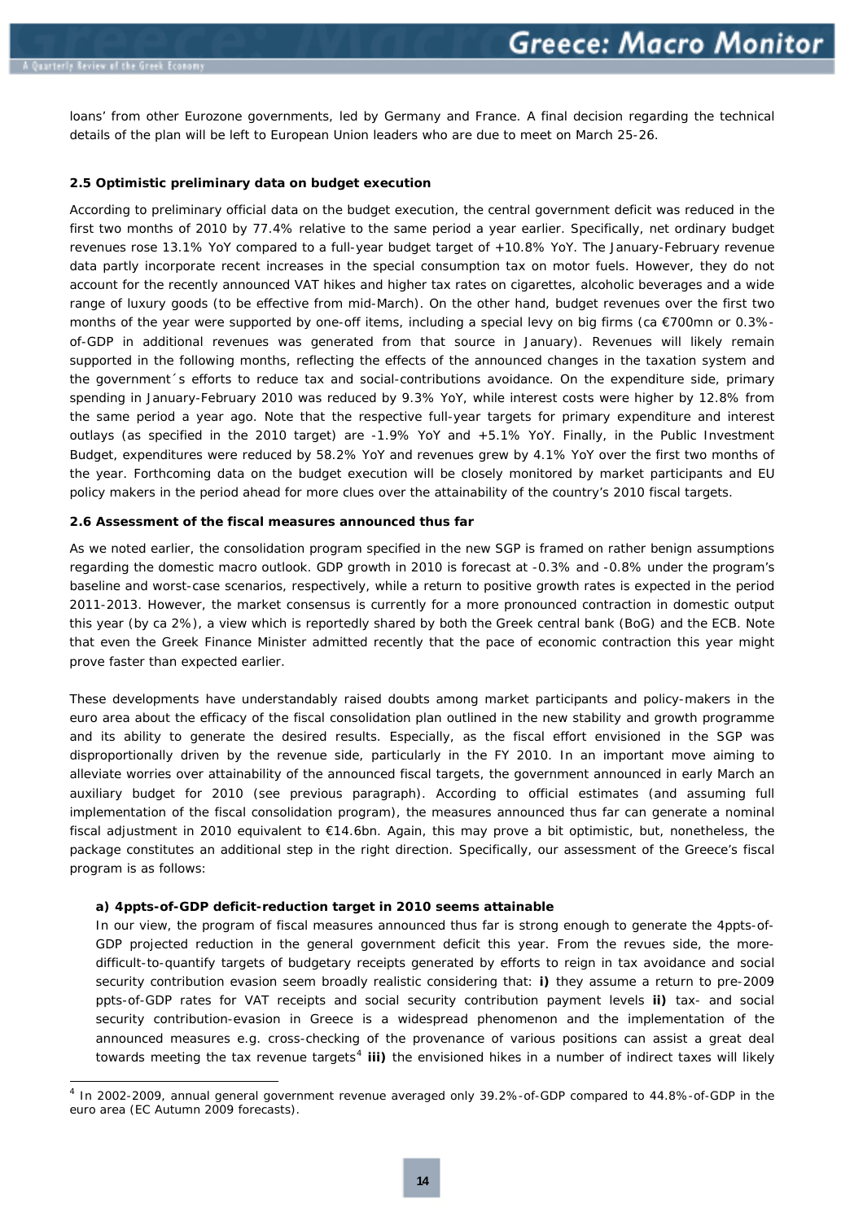loans' from other Eurozone governments, led by Germany and France. A final decision regarding the technical details of the plan will be left to European Union leaders who are due to meet on March 25-26.

### 2.5 Optimistic preliminary data on budget execution

According to preliminary official data on the budget execution, the central government deficit was reduced in the first two months of 2010 by 77.4% relative to the same period a year earlier. Specifically, net ordinary budget revenues rose 13.1% YoY compared to a full-year budget target of +10.8% YoY. The January-February revenue data partly incorporate recent increases in the special consumption tax on motor fuels. However, they do not account for the recently announced VAT hikes and higher tax rates on cigarettes, alcoholic beverages and a wide range of luxury goods (to be effective from mid-March). On the other hand, budget revenues over the first two months of the year were supported by one-off items, including a special levy on big firms (ca €700mn or 0.3%-of-GDP in additional revenues was generated from that source in January). Revenues will likely remain supported in the following months, reflecting the effects of the announced changes in the taxation system and the government´s efforts to reduce tax and social-contributions avoidance. On the expenditure side, primary spending in January-February 2010 was reduced by 9.3% YoY, while interest costs were higher by 12.8% from the same period a year ago. Note that the respective full-year targets for primary expenditure and interest outlays (as specified in the 2010 target) are -1.9% YoY and +5.1% YoY. Finally, in the Public Investment Budget, expenditures were reduced by 58.2% YoY and revenues grew by 4.1% YoY over the first two months of the year. Forthcoming data on the budget execution will be closely monitored by market participants and EU policy makers in the period ahead for more clues over the attainability of the country's 2010 fiscal targets.

### 2.6 Assessment of the fiscal measures announced thus far

As we noted earlier, the consolidation program specified in the new SGP is framed on rather benign assumptions regarding the domestic macro outlook. GDP growth in 2010 is forecast at -0.3% and -0.8% under the program's baseline and worst-case scenarios, respectively, while a return to positive growth rates is expected in the period 2011-2013. However, the market consensus is currently for a more pronounced contraction in domestic output this year (by ca 2%), a view which is reportedly shared by both the Greek central bank (BoG) and the ECB. Note that even the Greek Finance Minister admitted recently that the pace of economic contraction this year might prove faster than expected earlier.

These developments have understandably raised doubts among market participants and policy-makers in the euro area about the efficacy of the fiscal consolidation plan outlined in the new stability and growth programme and its ability to generate the desired results. Especially, as the fiscal effort envisioned in the SGP was disproportionally driven by the revenue side, particularly in the FY 2010. In an important move aiming to alleviate worries over attainability of the announced fiscal targets, the government announced in early March an auxiliary budget for 2010 (see previous paragraph). According to official estimates (and assuming full implementation of the fiscal consolidation program), the measures announced thus far can generate a nominal fiscal adjustment in 2010 equivalent to €14.6bn. Again, this may prove a bit optimistic, but, nonetheless, the package constitutes an additional step in the right direction. Specifically, our assessment of the Greece's fiscal program is as follows:

**a) 4ppts-of-GDP deficit-reduction target in 2010 seems attainable**

In our view, the program of fiscal measures announced thus far is strong enough to generate the 4ppts-of-GDP projected reduction in the general government deficit this year. From the revues side, the more-difficult-to-quantify targets of budgetary receipts generated by efforts to reign in tax avoidance and social security contribution evasion seem broadly realistic considering that: **i)** they assume a return to pre-2009 ppts-of-GDP rates for VAT receipts and social security contribution payment levels **ii)** tax- and social security contribution-evasion in Greece is a widespread phenomenon and the implementation of the announced measures e.g. cross-checking of the provenance of various positions can assist a great deal towards meeting the tax revenue targets[4] **iii)** the envisioned hikes in a number of indirect taxes will likely

[4] In 2002-2009, annual general government revenue averaged only 39.2%-of-GDP compared to 44.8%-of-GDP in the euro area (EC Autumn 2009 forecasts).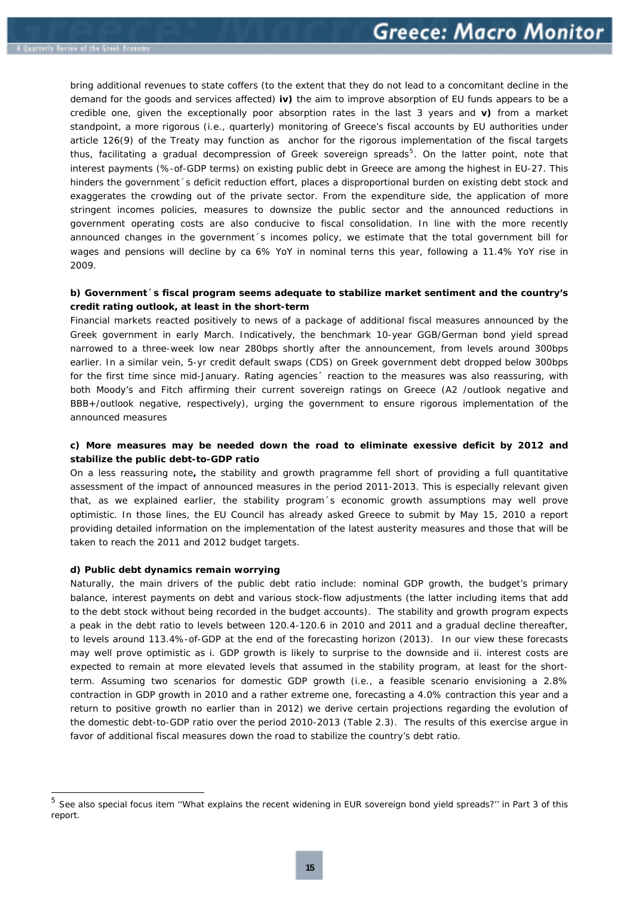bring additional revenues to state coffers (to the extent that they do not lead to a concomitant decline in the demand for the goods and services affected) **iv)** the aim to improve absorption of EU funds appears to be a credible one, given the exceptionally poor absorption rates in the last 3 years and **v)** from a market standpoint, a more rigorous (i.e., quarterly) monitoring of Greece's fiscal accounts by EU authorities under article 126(9) of the Treaty may function as anchor for the rigorous implementation of the fiscal targets thus, facilitating a gradual decompression of Greek sovereign spreads[5]. On the latter point, note that interest payments (%-of-GDP terms) on existing public debt in Greece are among the highest in EU-27. This hinders the government´s deficit reduction effort, places a disproportional burden on existing debt stock and exaggerates the crowding out of the private sector. From the expenditure side, the application of more stringent incomes policies, measures to downsize the public sector and the announced reductions in government operating costs are also conducive to fiscal consolidation. In line with the more recently announced changes in the government´s incomes policy, we estimate that the total government bill for wages and pensions will decline by ca 6% YoY in nominal terns this year, following a 11.4% YoY rise in 2009.

**b) Government´s fiscal program seems adequate to stabilize market sentiment and the country's credit rating outlook, at least in the short-term**

Financial markets reacted positively to news of a package of additional fiscal measures announced by the Greek government in early March. Indicatively, the benchmark 10-year GGB/German bond yield spread narrowed to a three-week low near 280bps shortly after the announcement, from levels around 300bps earlier. In a similar vein, 5-yr credit default swaps (CDS) on Greek government debt dropped below 300bps for the first time since mid-January. Rating agencies´ reaction to the measures was also reassuring, with both Moody's and Fitch affirming their current sovereign ratings on Greece (A2 /outlook negative and BBB+/outlook negative, respectively), urging the government to ensure rigorous implementation of the announced measures

**c) More measures may be needed down the road to eliminate exessive deficit by 2012 and stabilize the public debt-to-GDP ratio**

On a less reassuring note**,** the stability and growth programme fell short of providing a full quantitative assessment of the impact of announced measures in the period 2011-2013. This is especially relevant given that, as we explained earlier, the stability program´s economic growth assumptions may well prove optimistic. In those lines, the EU Council has already asked Greece to submit by May 15, 2010 a report providing detailed information on the implementation of the latest austerity measures and those that will be taken to reach the 2011 and 2012 budget targets.

**d) Public debt dynamics remain worrying**

Naturally, the main drivers of the public debt ratio include: nominal GDP growth, the budget's primary balance, interest payments on debt and various stock-flow adjustments (the latter including items that add to the debt stock without being recorded in the budget accounts). The stability and growth program expects a peak in the debt ratio to levels between 120.4-120.6 in 2010 and 2011 and a gradual decline thereafter, to levels around 113.4%-of-GDP at the end of the forecasting horizon (2013). In our view these forecasts may well prove optimistic as i. GDP growth is likely to surprise to the downside and ii. interest costs are expected to remain at more elevated levels that assumed in the stability program, at least for the short-term. Assuming two scenarios for domestic GDP growth (i.e., a feasible scenario envisioning a 2.8% contraction in GDP growth in 2010 and a rather extreme one, forecasting a 4.0% contraction this year and a return to positive growth no earlier than in 2012) we derive certain projections regarding the evolution of the domestic debt-to-GDP ratio over the period 2010-2013 (Table 2.3). The results of this exercise argue in favor of additional fiscal measures down the road to stabilize the country's debt ratio.

[5] See also special focus item "What explains the recent widening in EUR sovereign bond yield spreads?" in Part 3 of this report.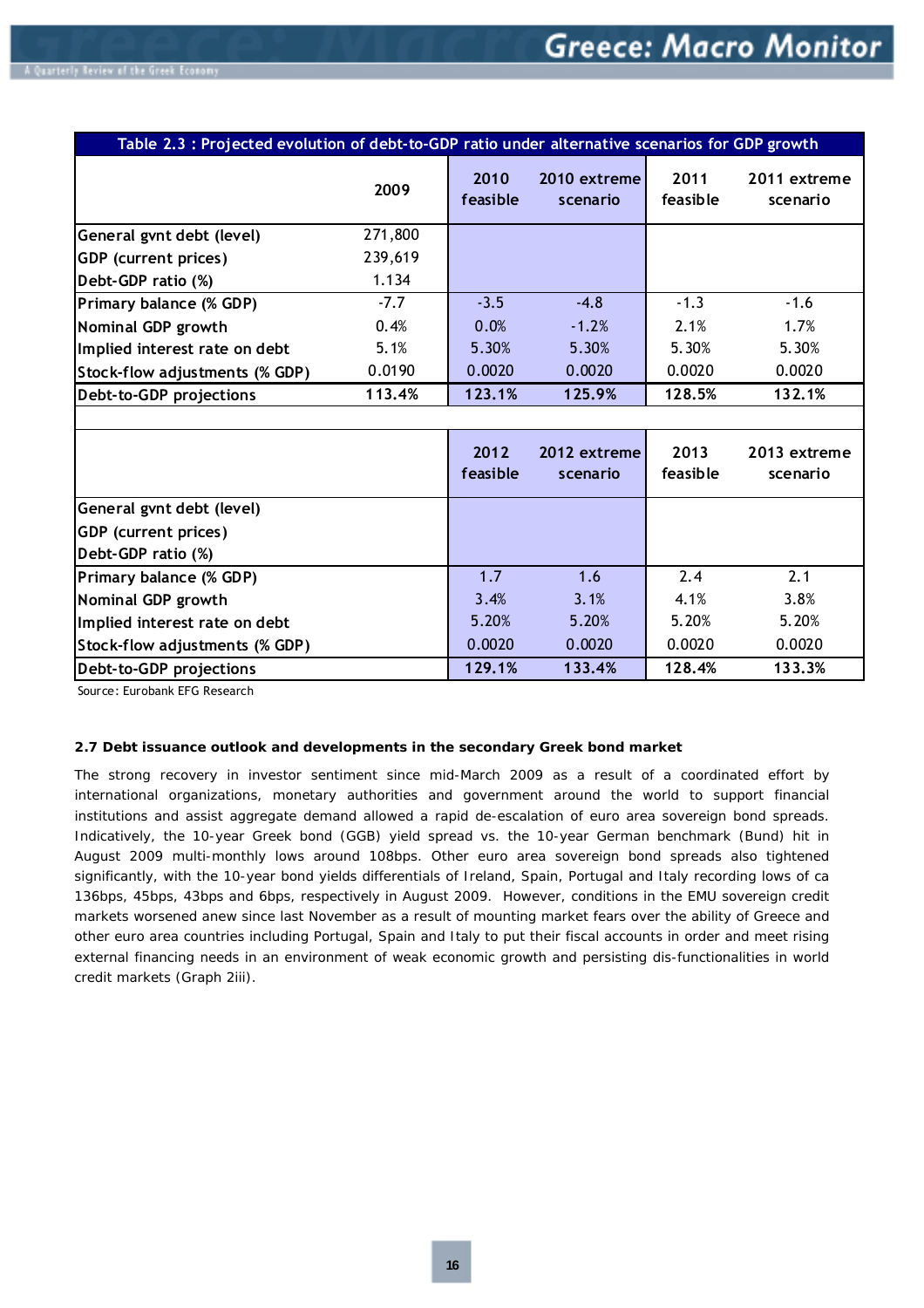**Table 2.3 : Projected evolution of debt-to-GDP ratio under alternative scenarios for GDP growth**

| | 2009 | 2010 feasible | 2010 extreme scenario | 2011 feasible | 2011 extreme scenario |
|---|---|---|---|---|---|
| General gvnt debt (level) | 271,800 | | | | |
| GDP (current prices) | 239,619 | | | | |
| Debt-GDP ratio (%) | 1.134 | | | | |
| Primary balance (% GDP) | -7.7 | -3.5 | -4.8 | -1.3 | -1.6 |
| Nominal GDP growth | 0.4% | 0.0% | -1.2% | 2.1% | 1.7% |
| Implied interest rate on debt | 5.1% | 5.30% | 5.30% | 5.30% | 5.30% |
| Stock-flow adjustments (% GDP) | 0.0190 | 0.0020 | 0.0020 | 0.0020 | 0.0020 |
| **Debt-to-GDP projections** | **113.4%** | **123.1%** | **125.9%** | **128.5%** | **132.1%** |
| | | **2012 feasible** | **2012 extreme scenario** | **2013 feasible** | **2013 extreme scenario** |
| General gvnt debt (level) | | | | | |
| GDP (current prices) | | | | | |
| Debt-GDP ratio (%) | | | | | |
| Primary balance (% GDP) | | 1.7 | 1.6 | 2.4 | 2.1 |
| Nominal GDP growth | | 3.4% | 3.1% | 4.1% | 3.8% |
| Implied interest rate on debt | | 5.20% | 5.20% | 5.20% | 5.20% |
| Stock-flow adjustments (% GDP) | | 0.0020 | 0.0020 | 0.0020 | 0.0020 |
| **Debt-to-GDP projections** | | **129.1%** | **133.4%** | **128.4%** | **133.3%** |

Source: Eurobank EFG Research

**2.7 Debt issuance outlook and developments in the secondary Greek bond market**

The strong recovery in investor sentiment since mid-March 2009 as a result of a coordinated effort by international organizations, monetary authorities and government around the world to support financial institutions and assist aggregate demand allowed a rapid de-escalation of euro area sovereign bond spreads. Indicatively, the 10-year Greek bond (GGB) yield spread vs. the 10-year German benchmark (Bund) hit in August 2009 multi-monthly lows around 108bps. Other euro area sovereign bond spreads also tightened significantly, with the 10-year bond yields differentials of Ireland, Spain, Portugal and Italy recording lows of ca 136bps, 45bps, 43bps and 6bps, respectively in August 2009. However, conditions in the EMU sovereign credit markets worsened anew since last November as a result of mounting market fears over the ability of Greece and other euro area countries including Portugal, Spain and Italy to put their fiscal accounts in order and meet rising external financing needs in an environment of weak economic growth and persisting dis-functionalities in world credit markets (Graph 2iii).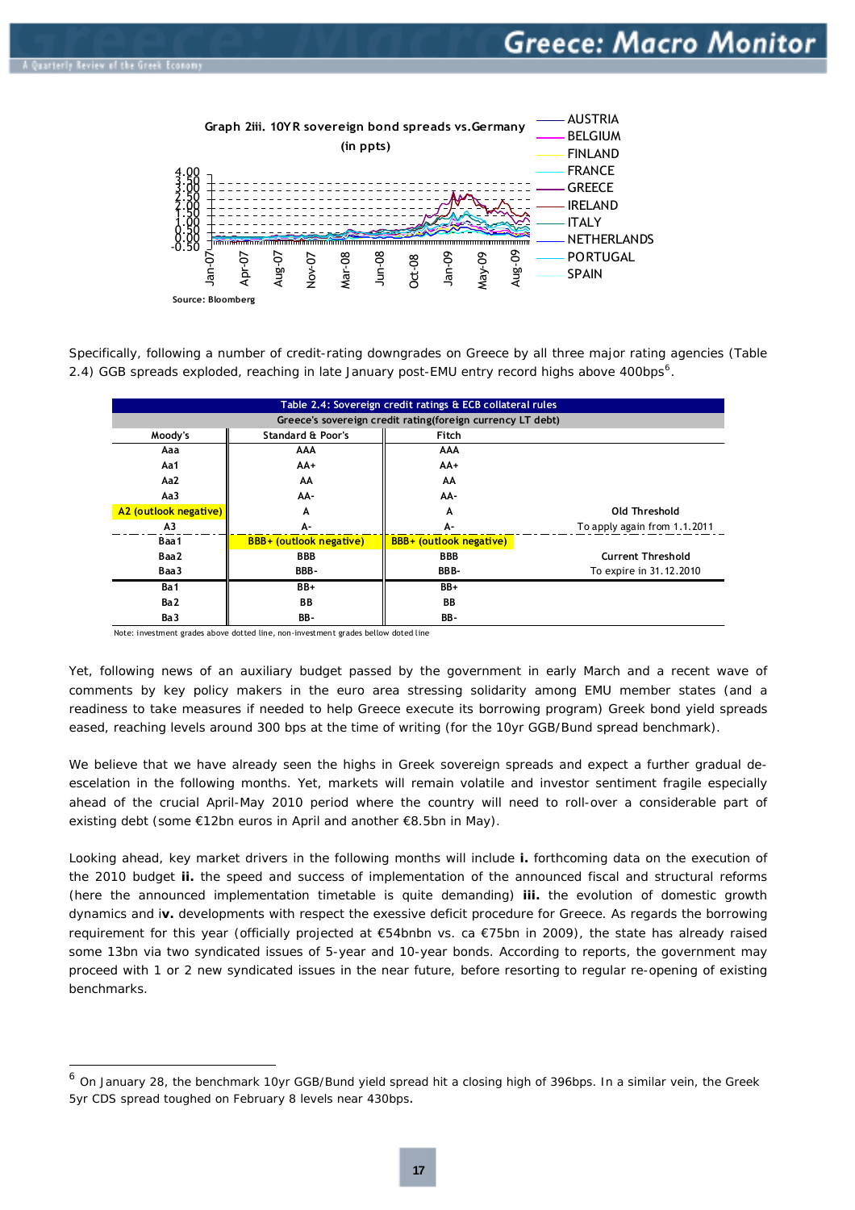Graph 2iii. 10YR sovereign bond spreads vs.Germany (in ppts)

Source: Bloomberg

Specifically, following a number of credit-rating downgrades on Greece by all three major rating agencies (Table 2.4) GGB spreads exploded, reaching in late January post-EMU entry record highs above 400bps[6].

| Table 2.4: Sovereign credit ratings & ECB collateral rules | | | |
|---|---|---|---|
| Greece's sovereign credit rating(foreign currency LT debt) | | | |
| Moody's | Standard & Poor's | Fitch | |
| Aaa | AAA | AAA | |
| Aa1 | AA+ | AA+ | |
| Aa2 | AA | AA | |
| Aa3 | AA- | AA- | |
| A2 (outlook negative) | A | A | Old Threshold |
| A3 | A- | A- | To apply again from 1.1.2011 |
| Baa1 | BBB+ (outlook negative) | BBB+ (outlook negative) | |
| Baa2 | BBB | BBB | Current Threshold |
| Baa3 | BBB- | BBB- | To expire in 31.12.2010 |
| Ba1 | BB+ | BB+ | |
| Ba2 | BB | BB | |
| Ba3 | BB- | BB- | |

Note: investment grades above dotted line, non-investment grades bellow doted line

Yet, following news of an auxiliary budget passed by the government in early March and a recent wave of comments by key policy makers in the euro area stressing solidarity among EMU member states (and a readiness to take measures if needed to help Greece execute its borrowing program) Greek bond yield spreads eased, reaching levels around 300 bps at the time of writing (for the 10yr GGB/Bund spread benchmark).

We believe that we have already seen the highs in Greek sovereign spreads and expect a further gradual de-escelation in the following months. Yet, markets will remain volatile and investor sentiment fragile especially ahead of the crucial April-May 2010 period where the country will need to roll-over a considerable part of existing debt (some €12bn euros in April and another €8.5bn in May).

Looking ahead, key market drivers in the following months will include **i.** forthcoming data on the execution of the 2010 budget **ii.** the speed and success of implementation of the announced fiscal and structural reforms (here the announced implementation timetable is quite demanding) **iii.** the evolution of domestic growth dynamics and i**v.** developments with respect the exessive deficit procedure for Greece. As regards the borrowing requirement for this year (officially projected at €54bnbn vs. ca €75bn in 2009), the state has already raised some 13bn via two syndicated issues of 5-year and 10-year bonds. According to reports, the government may proceed with 1 or 2 new syndicated issues in the near future, before resorting to regular re-opening of existing benchmarks.

---

[6] On January 28, the benchmark 10yr GGB/Bund yield spread hit a closing high of 396bps. In a similar vein, the Greek 5yr CDS spread toughed on February 8 levels near 430bps.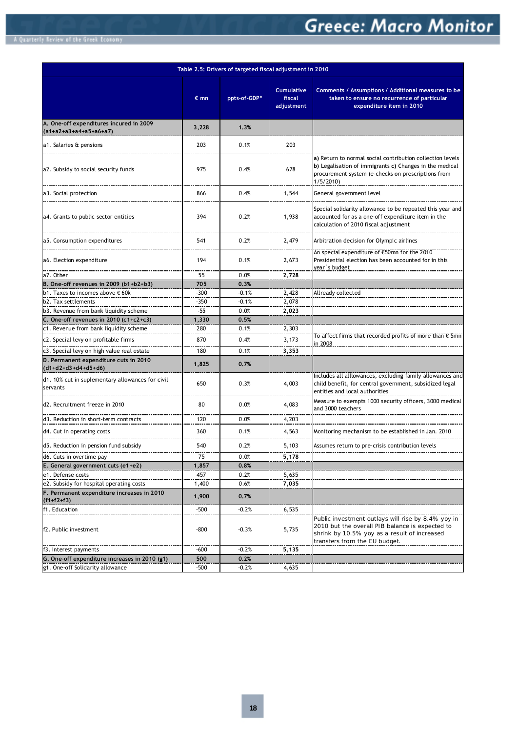| Table 2.5: Drivers of targeted fiscal adjustment in 2010 | | | | |
|---|---|---|---|---|
| | € mn | ppts-of-GDP* | Cumulative fiscal adjustment | Comments / Assumptions / Additional measures to be taken to ensure no recurrence of particular expenditure item in 2010 |
| **A. One-off expenditures incured in 2009 (a1+a2+a3+a4+a5+a6+a7)** | **3,228** | **1.3%** | | |
| a1. Salaries & pensions | 203 | 0.1% | 203 | |
| a2. Subsidy to social security funds | 975 | 0.4% | 678 | **a)** Return to normal social contribution collection levels **b)** Legalisation of immigrants **c)** Changes in the medical procurement system (e-checks on prescriptions from 1/5/2010) |
| a3. Social protection | 866 | 0.4% | 1,544 | General government level |
| a4. Grants to public sector entities | 394 | 0.2% | 1,938 | Special solidarity allowance to be repeated this year and accounted for as a one-off expenditure item in the calculation of 2010 fiscal adjustment |
| a5. Consumption expenditures | 541 | 0.2% | 2,479 | Arbitration decision for Olympic airlines |
| a6. Election expenditure | 194 | 0.1% | 2,673 | An special expenditure of €50mn for the 2010 Presidential election has been accounted for in this year´s budget |
| a7. Other | 55 | 0.0% | **2,728** | |
| **B. One-off revenues in 2009 (b1+b2+b3)** | **705** | **0.3%** | | |
| b1. Taxes to incomes above € 60k | -300 | -0.1% | 2,428 | Allready collected |
| b2. Tax settlements | -350 | -0.1% | 2,078 | |
| b3. Revenue from bank liquidity scheme | -55 | 0.0% | **2,023** | |
| **C. One-off revenues in 2010 (c1+c2+c3)** | **1,330** | **0.5%** | | |
| c1. Revenue from bank liquidity scheme | 280 | 0.1% | 2,303 | |
| c2. Special levy on profitable firms | 870 | 0.4% | 3,173 | To affect firms that recorded profits of more than € 5mn in 2008 |
| c3. Special levy on high value real estate | 180 | 0.1% | **3,353** | |
| **D. Permanent expenditure cuts in 2010 (d1+d2+d3+d4+d5+d6)** | **1,825** | **0.7%** | | |
| d1. 10% cut in suplementary allowances for civil servants | 650 | 0.3% | 4,003 | Includes all allowances, excluding family allowances and child benefit, for central government, subsidized legal entities and local authorities |
| d2. Recruitment freeze in 2010 | 80 | 0.0% | 4,083 | Measure to exempts 1000 security officers, 3000 medical and 3000 teachers |
| d3. Reduction in short-term contracts | 120 | 0.0% | 4,203 | |
| d4. Cut in operating costs | 360 | 0.1% | 4,563 | Monitoring mechanism to be established in Jan. 2010 |
| d5. Reduction in pension fund subsidy | 540 | 0.2% | 5,103 | Assumes return to pre-crisis contribution levels |
| d6. Cuts in overtime pay | 75 | 0.0% | **5,178** | |
| **E. General government cuts (e1+e2)** | **1,857** | **0.8%** | | |
| e1. Defense costs | 457 | 0.2% | 5,635 | |
| e2. Subsidy for hospital operating costs | 1,400 | 0.6% | **7,035** | |
| **F. Permanent expenditure increases in 2010 (f1+f2+f3)** | **1,900** | **0.7%** | | |
| f1. Education | -500 | -0.2% | 6,535 | |
| f2. Public investment | -800 | -0.3% | 5,735 | Public investment outlays will rise by 8.4% yoy in 2010 but the overall PIB balance is expected to shrink by 10.5% yoy as a result of increased transfers from the EU budget. |
| f3. Interest payments | -600 | -0.2% | **5,135** | |
| **G. One-off expenditure increases in 2010 (g1)** | **500** | **0.2%** | | |
| g1. One-off Solidarity allowance | -500 | -0.2% | 4,635 | |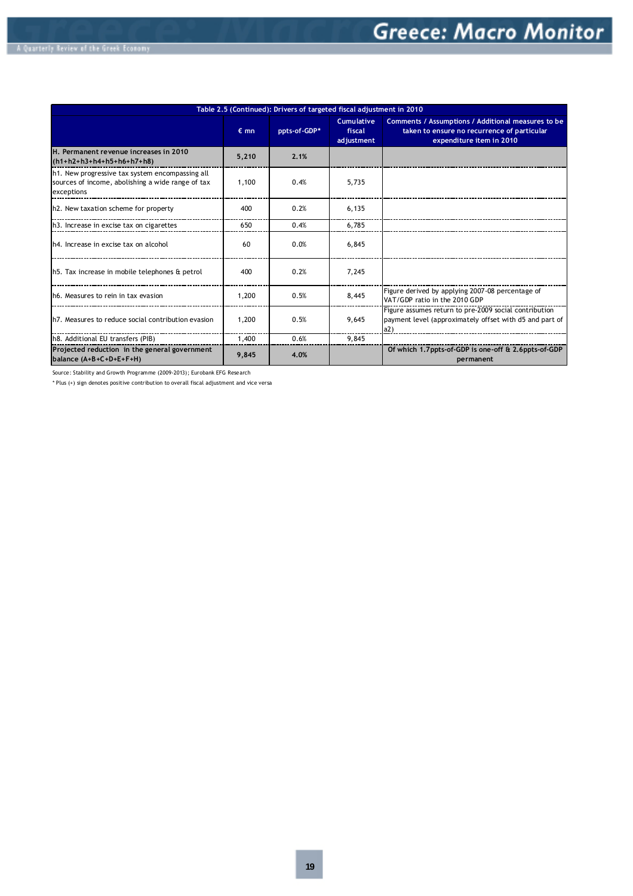| Table 2.5 (Continued): Drivers of targeted fiscal adjustment in 2010 | | | | |
|---|---|---|---|---|
| | € mn | ppts-of-GDP* | Cumulative fiscal adjustment | Comments / Assumptions / Additional measures to be taken to ensure no recurrence of particular expenditure item in 2010 |
| **H. Permanent revenue increases in 2010 (h1+h2+h3+h4+h5+h6+h7+h8)** | **5,210** | **2.1%** | | |
| h1. New progressive tax system encompassing all sources of income, abolishing a wide range of tax exceptions | 1,100 | 0.4% | 5,735 | |
| h2. New taxation scheme for property | 400 | 0.2% | 6,135 | |
| h3. Increase in excise tax on cigarettes | 650 | 0.4% | 6,785 | |
| h4. Increase in excise tax on alcohol | 60 | 0.0% | 6,845 | |
| h5. Tax increase in mobile telephones & petrol | 400 | 0.2% | 7,245 | |
| h6. Measures to rein in tax evasion | 1,200 | 0.5% | 8,445 | Figure derived by applying 2007-08 percentage of VAT/GDP ratio in the 2010 GDP |
| h7. Measures to reduce social contribution evasion | 1,200 | 0.5% | 9,645 | Figure assumes return to pre-2009 social contribution payment level (approximately offset with d5 and part of a2) |
| h8. Additional EU transfers (PIB) | 1,400 | 0.6% | 9,845 | |
| **Projected reduction in the general government balance (A+B+C+D+E+F+H)** | **9,845** | **4.0%** | | **Of which 1.7ppts-of-GDP is one-off & 2.6ppts-of-GDP permanent** |

Source: Stability and Growth Programme (2009-2013); Eurobank EFG Research

* Plus (+) sign denotes positive contribution to overall fiscal adjustment and vice versa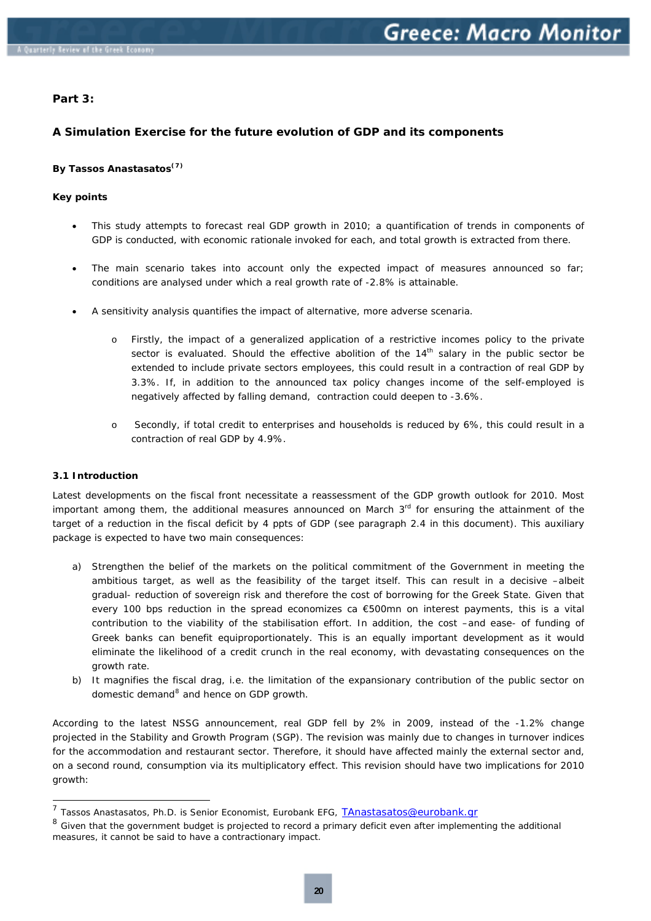## Part 3:

### A Simulation Exercise for the future evolution of GDP and its components

**By Tassos Anastasatos[7]**

**Key points**

- This study attempts to forecast real GDP growth in 2010; a quantification of trends in components of GDP is conducted, with economic rationale invoked for each, and total growth is extracted from there.

- The main scenario takes into account only the expected impact of measures announced so far; conditions are analysed under which a real growth rate of -2.8% is attainable.

- A sensitivity analysis quantifies the impact of alternative, more adverse scenaria.

    - Firstly, the impact of a generalized application of a restrictive incomes policy to the private sector is evaluated. Should the effective abolition of the 14th salary in the public sector be extended to include private sectors employees, this could result in a contraction of real GDP by 3.3%. If, in addition to the announced tax policy changes income of the self-employed is negatively affected by falling demand, contraction could deepen to -3.6%.

    - Secondly, if total credit to enterprises and households is reduced by 6%, this could result in a contraction of real GDP by 4.9%.

#### 3.1 Introduction

Latest developments on the fiscal front necessitate a reassessment of the GDP growth outlook for 2010. Most important among them, the additional measures announced on March 3rd for ensuring the attainment of the target of a reduction in the fiscal deficit by 4 ppts of GDP (see paragraph 2.4 in this document). This auxiliary package is expected to have two main consequences:

a) Strengthen the belief of the markets on the political commitment of the Government in meeting the ambitious target, as well as the feasibility of the target itself. This can result in a decisive –albeit gradual- reduction of sovereign risk and therefore the cost of borrowing for the Greek State. Given that every 100 bps reduction in the spread economizes ca €500mn on interest payments, this is a vital contribution to the viability of the stabilisation effort. In addition, the cost –and ease- of funding of Greek banks can benefit equiproportionately. This is an equally important development as it would eliminate the likelihood of a credit crunch in the real economy, with devastating consequences on the growth rate.
b) It magnifies the fiscal drag, i.e. the limitation of the expansionary contribution of the public sector on domestic demand[8] and hence on GDP growth.

According to the latest NSSG announcement, real GDP fell by 2% in 2009, instead of the -1.2% change projected in the Stability and Growth Program (SGP). The revision was mainly due to changes in turnover indices for the accommodation and restaurant sector. Therefore, it should have affected mainly the external sector and, on a second round, consumption via its multiplicatory effect. This revision should have two implications for 2010 growth:

---

[7] Tassos Anastasatos, Ph.D. is Senior Economist, Eurobank EFG, TAnastasatos@eurobank.gr

[8] Given that the government budget is projected to record a primary deficit even after implementing the additional measures, it cannot be said to have a contractionary impact.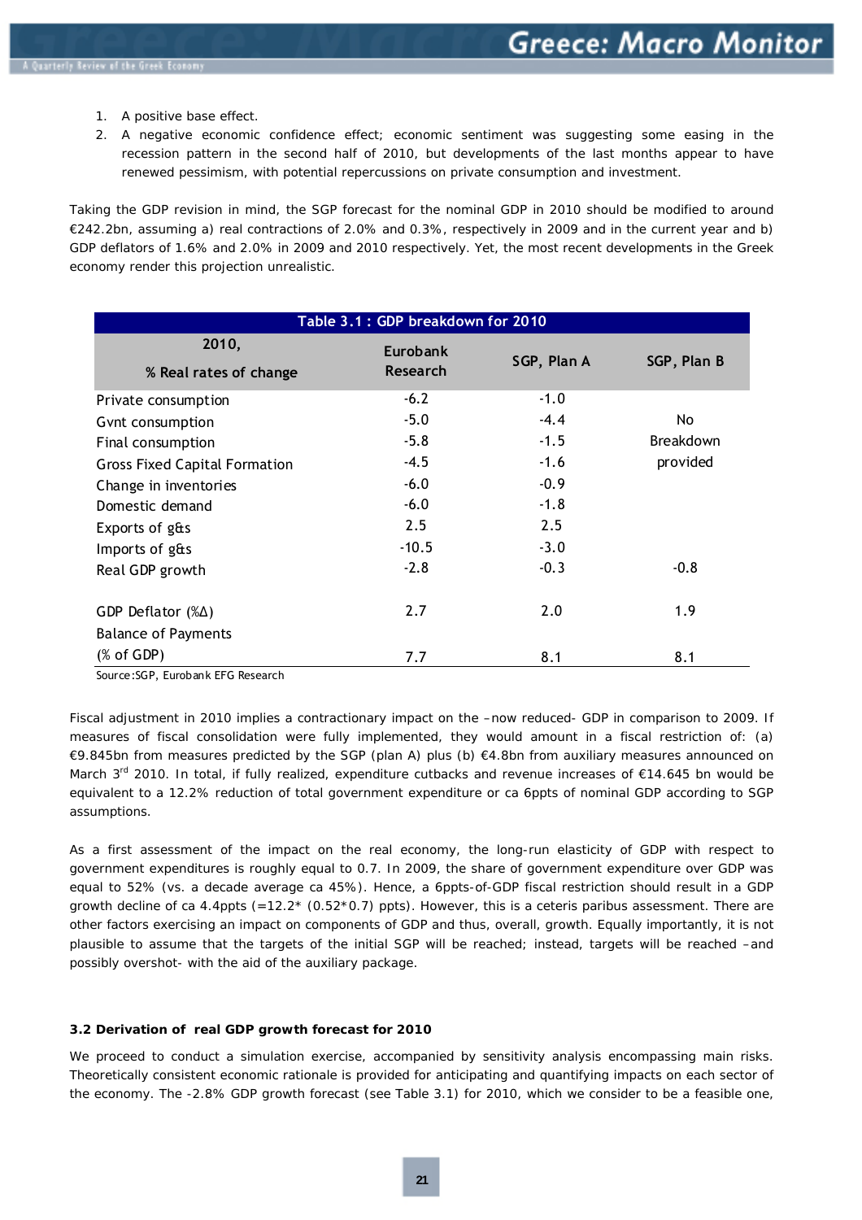1. A positive base effect.
2. A negative economic confidence effect; economic sentiment was suggesting some easing in the recession pattern in the second half of 2010, but developments of the last months appear to have renewed pessimism, with potential repercussions on private consumption and investment.

Taking the GDP revision in mind, the SGP forecast for the nominal GDP in 2010 should be modified to around €242.2bn, assuming a) real contractions of 2.0% and 0.3%, respectively in 2009 and in the current year and b) GDP deflators of 1.6% and 2.0% in 2009 and 2010 respectively. Yet, the most recent developments in the Greek economy render this projection unrealistic.

**Table 3.1 : GDP breakdown for 2010**

| 2010, % Real rates of change | Eurobank Research | SGP, Plan A | SGP, Plan B |
|---|---|---|---|
| Private consumption | -6.2 | -1.0 | |
| Gvnt consumption | -5.0 | -4.4 | No |
| Final consumption | -5.8 | -1.5 | Breakdown |
| Gross Fixed Capital Formation | -4.5 | -1.6 | provided |
| Change in inventories | -6.0 | -0.9 | |
| Domestic demand | -6.0 | -1.8 | |
| Exports of g&s | 2.5 | 2.5 | |
| Imports of g&s | -10.5 | -3.0 | |
| Real GDP growth | -2.8 | -0.3 | -0.8 |
| GDP Deflator (%Δ) | 2.7 | 2.0 | 1.9 |
| Balance of Payments (% of GDP) | 7.7 | 8.1 | 8.1 |

Source:SGP, Eurobank EFG Research

Fiscal adjustment in 2010 implies a contractionary impact on the –now reduced- GDP in comparison to 2009. If measures of fiscal consolidation were fully implemented, they would amount in a fiscal restriction of: (a) €9.845bn from measures predicted by the SGP (plan A) plus (b) €4.8bn from auxiliary measures announced on March 3rd 2010. In total, if fully realized, expenditure cutbacks and revenue increases of €14.645 bn would be equivalent to a 12.2% reduction of total government expenditure or ca 6ppts of nominal GDP according to SGP assumptions.

As a first assessment of the impact on the real economy, the long-run elasticity of GDP with respect to government expenditures is roughly equal to 0.7. In 2009, the share of government expenditure over GDP was equal to 52% (vs. a decade average ca 45%). Hence, a 6ppts-of-GDP fiscal restriction should result in a GDP growth decline of ca 4.4ppts (=12.2* (0.52*0.7) ppts). However, this is a ceteris paribus assessment. There are other factors exercising an impact on components of GDP and thus, overall, growth. Equally importantly, it is not plausible to assume that the targets of the initial SGP will be reached; instead, targets will be reached –and possibly overshot- with the aid of the auxiliary package.

### 3.2 Derivation of real GDP growth forecast for 2010

We proceed to conduct a simulation exercise, accompanied by sensitivity analysis encompassing main risks. Theoretically consistent economic rationale is provided for anticipating and quantifying impacts on each sector of the economy. The -2.8% GDP growth forecast (see Table 3.1) for 2010, which we consider to be a feasible one,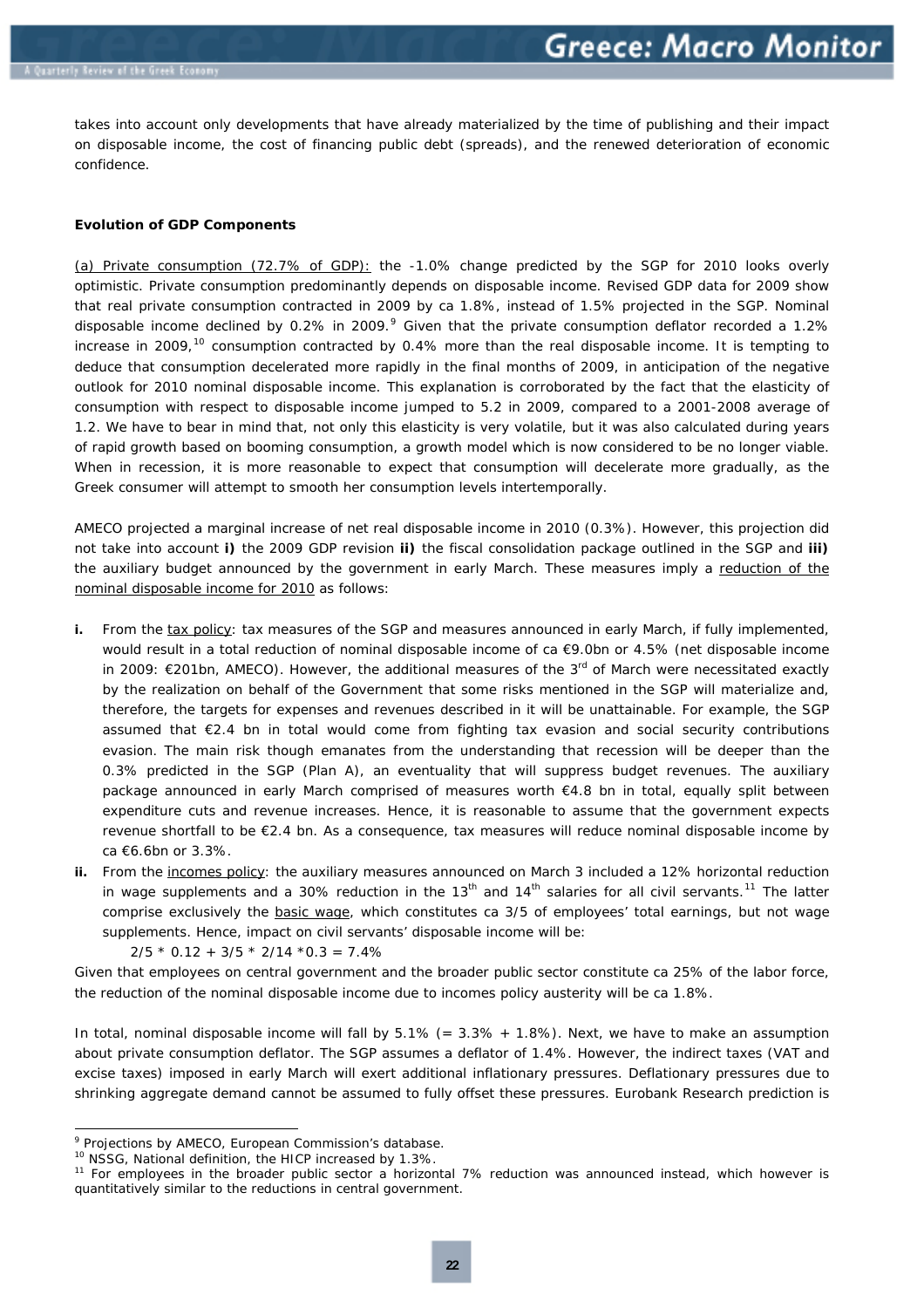takes into account only developments that have already materialized by the time of publishing and their impact on disposable income, the cost of financing public debt (spreads), and the renewed deterioration of economic confidence.

**Evolution of GDP Components**

<u>(a) Private consumption (72.7% of GDP):</u> the -1.0% change predicted by the SGP for 2010 looks overly optimistic. Private consumption predominantly depends on disposable income. Revised GDP data for 2009 show that real private consumption contracted in 2009 by ca 1.8%, instead of 1.5% projected in the SGP. Nominal disposable income declined by 0.2% in 2009.[9] Given that the private consumption deflator recorded a 1.2% increase in 2009,[10] consumption contracted by 0.4% more than the real disposable income. It is tempting to deduce that consumption decelerated more rapidly in the final months of 2009, in anticipation of the negative outlook for 2010 nominal disposable income. This explanation is corroborated by the fact that the elasticity of consumption with respect to disposable income jumped to 5.2 in 2009, compared to a 2001-2008 average of 1.2. We have to bear in mind that, not only this elasticity is very volatile, but it was also calculated during years of rapid growth based on booming consumption, a growth model which is now considered to be no longer viable. When in recession, it is more reasonable to expect that consumption will decelerate more gradually, as the Greek consumer will attempt to smooth her consumption levels intertemporally.

AMECO projected a marginal increase of net real disposable income in 2010 (0.3%). However, this projection did not take into account **i)** the 2009 GDP revision **ii)** the fiscal consolidation package outlined in the SGP and **iii)** the auxiliary budget announced by the government in early March. These measures imply a <u>reduction of the nominal disposable income for 2010</u> as follows:

**i.** From the <u>tax policy</u>: tax measures of the SGP and measures announced in early March, if fully implemented, would result in a total reduction of nominal disposable income of ca €9.0bn or 4.5% (net disposable income in 2009: €201bn, AMECO). However, the additional measures of the 3rd of March were necessitated exactly by the realization on behalf of the Government that some risks mentioned in the SGP will materialize and, therefore, the targets for expenses and revenues described in it will be unattainable. For example, the SGP assumed that €2.4 bn in total would come from fighting tax evasion and social security contributions evasion. The main risk though emanates from the understanding that recession will be deeper than the 0.3% predicted in the SGP (Plan A), an eventuality that will suppress budget revenues. The auxiliary package announced in early March comprised of measures worth €4.8 bn in total, equally split between expenditure cuts and revenue increases. Hence, it is reasonable to assume that the government expects revenue shortfall to be €2.4 bn. As a consequence, tax measures will reduce nominal disposable income by ca €6.6bn or 3.3%.

**ii.** From the <u>incomes policy</u>: the auxiliary measures announced on March 3 included a 12% horizontal reduction in wage supplements and a 30% reduction in the 13th and 14th salaries for all civil servants.[11] The latter comprise exclusively the <u>basic wage</u>, which constitutes ca 3/5 of employees' total earnings, but not wage supplements. Hence, impact on civil servants' disposable income will be:

$$2/5 * 0.12 + 3/5 * 2/14 * 0.3 = 7.4\%$$

Given that employees on central government and the broader public sector constitute ca 25% of the labor force, the reduction of the nominal disposable income due to incomes policy austerity will be ca 1.8%.

In total, nominal disposable income will fall by 5.1% (= 3.3% + 1.8%). Next, we have to make an assumption about private consumption deflator. The SGP assumes a deflator of 1.4%. However, the indirect taxes (VAT and excise taxes) imposed in early March will exert additional inflationary pressures. Deflationary pressures due to shrinking aggregate demand cannot be assumed to fully offset these pressures. Eurobank Research prediction is

---

[9] Projections by AMECO, European Commission's database.

[10] NSSG, National definition, the HICP increased by 1.3%.

[11] For employees in the broader public sector a horizontal 7% reduction was announced instead, which however is quantitatively similar to the reductions in central government.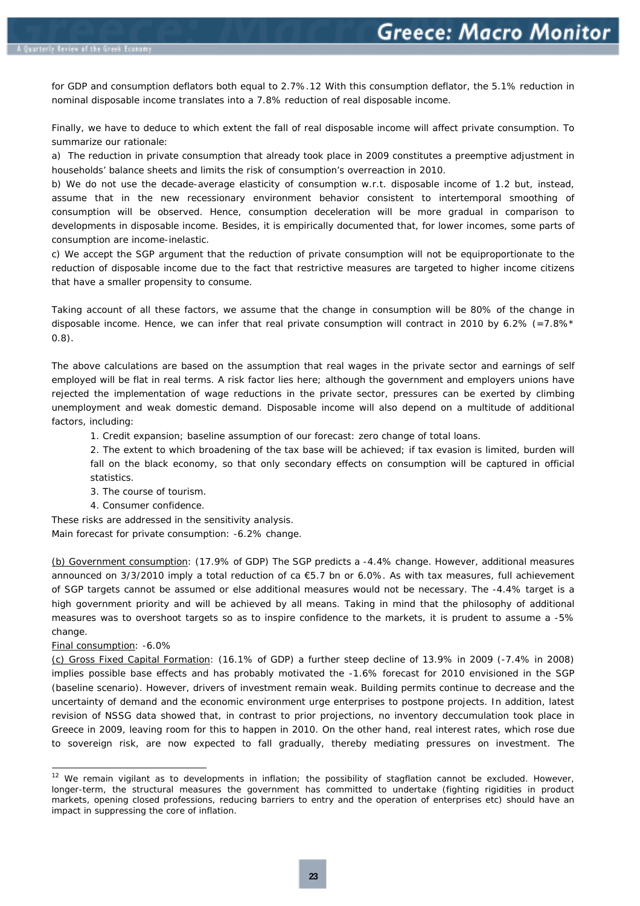for GDP and consumption deflators both equal to 2.7%.[12] With this consumption deflator, the 5.1% reduction in nominal disposable income translates into a 7.8% reduction of real disposable income.

Finally, we have to deduce to which extent the fall of real disposable income will affect private consumption. To summarize our rationale:

a) The reduction in private consumption that already took place in 2009 constitutes a preemptive adjustment in households' balance sheets and limits the risk of consumption's overreaction in 2010.

b) We do not use the decade-average elasticity of consumption w.r.t. disposable income of 1.2 but, instead, assume that in the new recessionary environment behavior consistent to intertemporal smoothing of consumption will be observed. Hence, consumption deceleration will be more gradual in comparison to developments in disposable income. Besides, it is empirically documented that, for lower incomes, some parts of consumption are income-inelastic.

c) We accept the SGP argument that the reduction of private consumption will not be equiproportionate to the reduction of disposable income due to the fact that restrictive measures are targeted to higher income citizens that have a smaller propensity to consume.

Taking account of all these factors, we assume that the change in consumption will be 80% of the change in disposable income. Hence, we can infer that real private consumption will contract in 2010 by 6.2% (=7.8%* 0.8).

The above calculations are based on the assumption that real wages in the private sector and earnings of self employed will be flat in real terms. A risk factor lies here; although the government and employers unions have rejected the implementation of wage reductions in the private sector, pressures can be exerted by climbing unemployment and weak domestic demand. Disposable income will also depend on a multitude of additional factors, including:

1. Credit expansion; baseline assumption of our forecast: zero change of total loans.
2. The extent to which broadening of the tax base will be achieved; if tax evasion is limited, burden will fall on the black economy, so that only secondary effects on consumption will be captured in official statistics.
3. The course of tourism.
4. Consumer confidence.

These risks are addressed in the sensitivity analysis.
Main forecast for private consumption: -6.2% change.

(b) Government consumption: (17.9% of GDP) The SGP predicts a -4.4% change. However, additional measures announced on 3/3/2010 imply a total reduction of ca €5.7 bn or 6.0%. As with tax measures, full achievement of SGP targets cannot be assumed or else additional measures would not be necessary. The -4.4% target is a high government priority and will be achieved by all means. Taking in mind that the philosophy of additional measures was to overshoot targets so as to inspire confidence to the markets, it is prudent to assume a -5% change.

Final consumption: -6.0%

(c) Gross Fixed Capital Formation: (16.1% of GDP) a further steep decline of 13.9% in 2009 (-7.4% in 2008) implies possible base effects and has probably motivated the -1.6% forecast for 2010 envisioned in the SGP (baseline scenario). However, drivers of investment remain weak. Building permits continue to decrease and the uncertainty of demand and the economic environment urge enterprises to postpone projects. In addition, latest revision of NSSG data showed that, in contrast to prior projections, no inventory deccumulation took place in Greece in 2009, leaving room for this to happen in 2010. On the other hand, real interest rates, which rose due to sovereign risk, are now expected to fall gradually, thereby mediating pressures on investment. The

---

[12] We remain vigilant as to developments in inflation; the possibility of stagflation cannot be excluded. However, longer-term, the structural measures the government has committed to undertake (fighting rigidities in product markets, opening closed professions, reducing barriers to entry and the operation of enterprises etc) should have an impact in suppressing the core of inflation.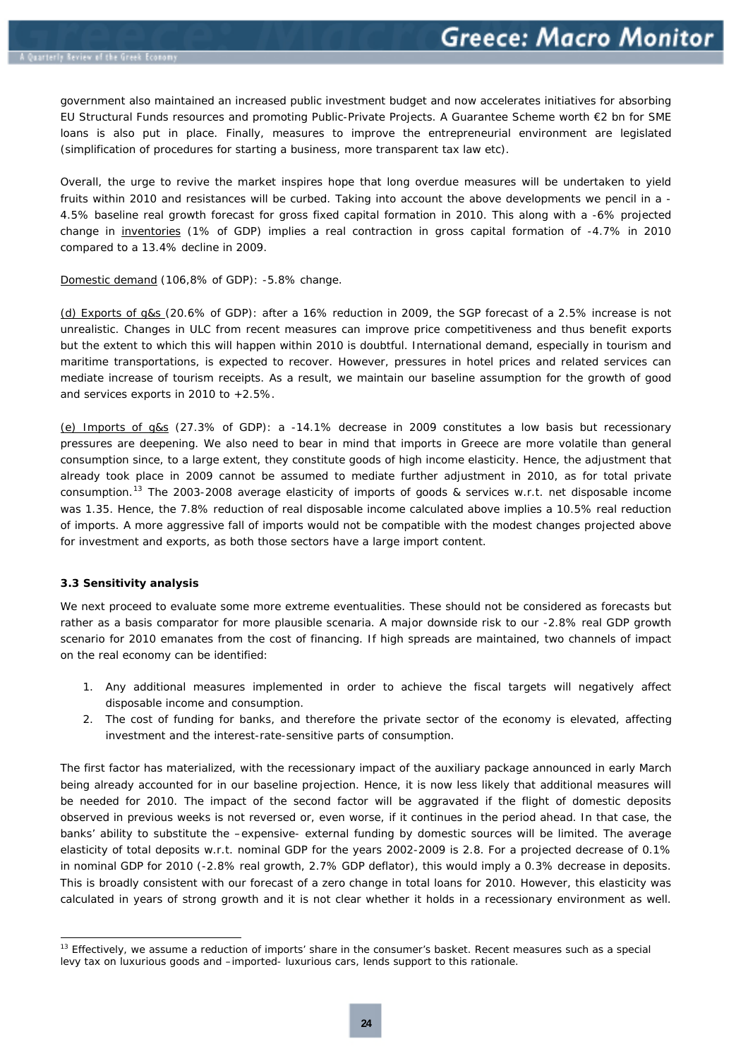government also maintained an increased public investment budget and now accelerates initiatives for absorbing EU Structural Funds resources and promoting Public-Private Projects. A Guarantee Scheme worth €2 bn for SME loans is also put in place. Finally, measures to improve the entrepreneurial environment are legislated (simplification of procedures for starting a business, more transparent tax law etc).

Overall, the urge to revive the market inspires hope that long overdue measures will be undertaken to yield fruits within 2010 and resistances will be curbed. Taking into account the above developments we pencil in a -4.5% baseline real growth forecast for gross fixed capital formation in 2010. This along with a -6% projected change in inventories (1% of GDP) implies a real contraction in gross capital formation of -4.7% in 2010 compared to a 13.4% decline in 2009.

Domestic demand (106,8% of GDP): -5.8% change.

(d) Exports of g&s (20.6% of GDP): after a 16% reduction in 2009, the SGP forecast of a 2.5% increase is not unrealistic. Changes in ULC from recent measures can improve price competitiveness and thus benefit exports but the extent to which this will happen within 2010 is doubtful. International demand, especially in tourism and maritime transportations, is expected to recover. However, pressures in hotel prices and related services can mediate increase of tourism receipts. As a result, we maintain our baseline assumption for the growth of good and services exports in 2010 to +2.5%.

(e) Imports of g&s (27.3% of GDP): a -14.1% decrease in 2009 constitutes a low basis but recessionary pressures are deepening. We also need to bear in mind that imports in Greece are more volatile than general consumption since, to a large extent, they constitute goods of high income elasticity. Hence, the adjustment that already took place in 2009 cannot be assumed to mediate further adjustment in 2010, as for total private consumption.[13] The 2003-2008 average elasticity of imports of goods & services w.r.t. net disposable income was 1.35. Hence, the 7.8% reduction of real disposable income calculated above implies a 10.5% real reduction of imports. A more aggressive fall of imports would not be compatible with the modest changes projected above for investment and exports, as both those sectors have a large import content.

### 3.3 Sensitivity analysis

We next proceed to evaluate some more extreme eventualities. These should not be considered as forecasts but rather as a basis comparator for more plausible scenaria. A major downside risk to our -2.8% real GDP growth scenario for 2010 emanates from the cost of financing. If high spreads are maintained, two channels of impact on the real economy can be identified:

1. Any additional measures implemented in order to achieve the fiscal targets will negatively affect disposable income and consumption.
2. The cost of funding for banks, and therefore the private sector of the economy is elevated, affecting investment and the interest-rate-sensitive parts of consumption.

The first factor has materialized, with the recessionary impact of the auxiliary package announced in early March being already accounted for in our baseline projection. Hence, it is now less likely that additional measures will be needed for 2010. The impact of the second factor will be aggravated if the flight of domestic deposits observed in previous weeks is not reversed or, even worse, if it continues in the period ahead. In that case, the banks' ability to substitute the –expensive- external funding by domestic sources will be limited. The average elasticity of total deposits w.r.t. nominal GDP for the years 2002-2009 is 2.8. For a projected decrease of 0.1% in nominal GDP for 2010 (-2.8% real growth, 2.7% GDP deflator), this would imply a 0.3% decrease in deposits. This is broadly consistent with our forecast of a zero change in total loans for 2010. However, this elasticity was calculated in years of strong growth and it is not clear whether it holds in a recessionary environment as well.

---

[13] Effectively, we assume a reduction of imports' share in the consumer's basket. Recent measures such as a special levy tax on luxurious goods and –imported- luxurious cars, lends support to this rationale.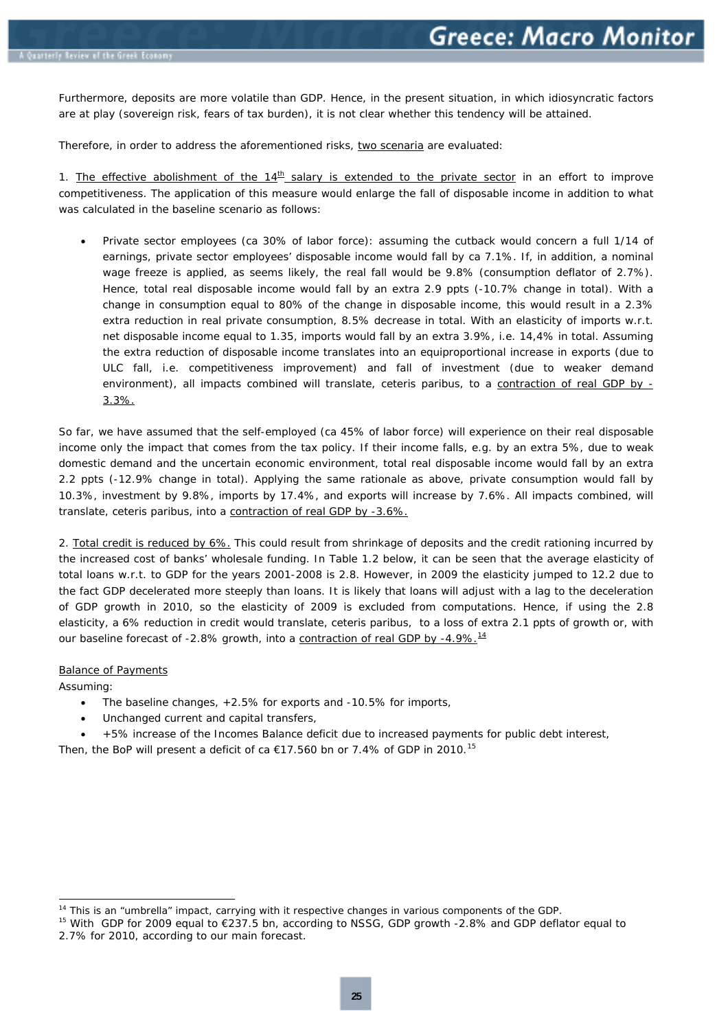Furthermore, deposits are more volatile than GDP. Hence, in the present situation, in which idiosyncratic factors are at play (sovereign risk, fears of tax burden), it is not clear whether this tendency will be attained.

Therefore, in order to address the aforementioned risks, two scenaria are evaluated:

1. The effective abolishment of the 14th salary is extended to the private sector in an effort to improve competitiveness. The application of this measure would enlarge the fall of disposable income in addition to what was calculated in the baseline scenario as follows:

- Private sector employees (ca 30% of labor force): assuming the cutback would concern a full 1/14 of earnings, private sector employees' disposable income would fall by ca 7.1%. If, in addition, a nominal wage freeze is applied, as seems likely, the real fall would be 9.8% (consumption deflator of 2.7%). Hence, total real disposable income would fall by an extra 2.9 ppts (-10.7% change in total). With a change in consumption equal to 80% of the change in disposable income, this would result in a 2.3% extra reduction in real private consumption, 8.5% decrease in total. With an elasticity of imports w.r.t. net disposable income equal to 1.35, imports would fall by an extra 3.9%, i.e. 14,4% in total. Assuming the extra reduction of disposable income translates into an equiproportional increase in exports (due to ULC fall, i.e. competitiveness improvement) and fall of investment (due to weaker demand environment), all impacts combined will translate, ceteris paribus, to a contraction of real GDP by -3.3%.

So far, we have assumed that the self-employed (ca 45% of labor force) will experience on their real disposable income only the impact that comes from the tax policy. If their income falls, e.g. by an extra 5%, due to weak domestic demand and the uncertain economic environment, total real disposable income would fall by an extra 2.2 ppts (-12.9% change in total). Applying the same rationale as above, private consumption would fall by 10.3%, investment by 9.8%, imports by 17.4%, and exports will increase by 7.6%. All impacts combined, will translate, ceteris paribus, into a contraction of real GDP by -3.6%.

2. Total credit is reduced by 6%. This could result from shrinkage of deposits and the credit rationing incurred by the increased cost of banks' wholesale funding. In Table 1.2 below, it can be seen that the average elasticity of total loans w.r.t. to GDP for the years 2001-2008 is 2.8. However, in 2009 the elasticity jumped to 12.2 due to the fact GDP decelerated more steeply than loans. It is likely that loans will adjust with a lag to the deceleration of GDP growth in 2010, so the elasticity of 2009 is excluded from computations. Hence, if using the 2.8 elasticity, a 6% reduction in credit would translate, ceteris paribus, to a loss of extra 2.1 ppts of growth or, with our baseline forecast of -2.8% growth, into a contraction of real GDP by -4.9%.[14]

## Balance of Payments

Assuming:

- The baseline changes, +2.5% for exports and -10.5% for imports,
- Unchanged current and capital transfers,
- +5% increase of the Incomes Balance deficit due to increased payments for public debt interest,

Then, the BoP will present a deficit of ca €17.560 bn or 7.4% of GDP in 2010.[15]

---

[14] This is an "umbrella" impact, carrying with it respective changes in various components of the GDP.

[15] With GDP for 2009 equal to €237.5 bn, according to NSSG, GDP growth -2.8% and GDP deflator equal to 2.7% for 2010, according to our main forecast.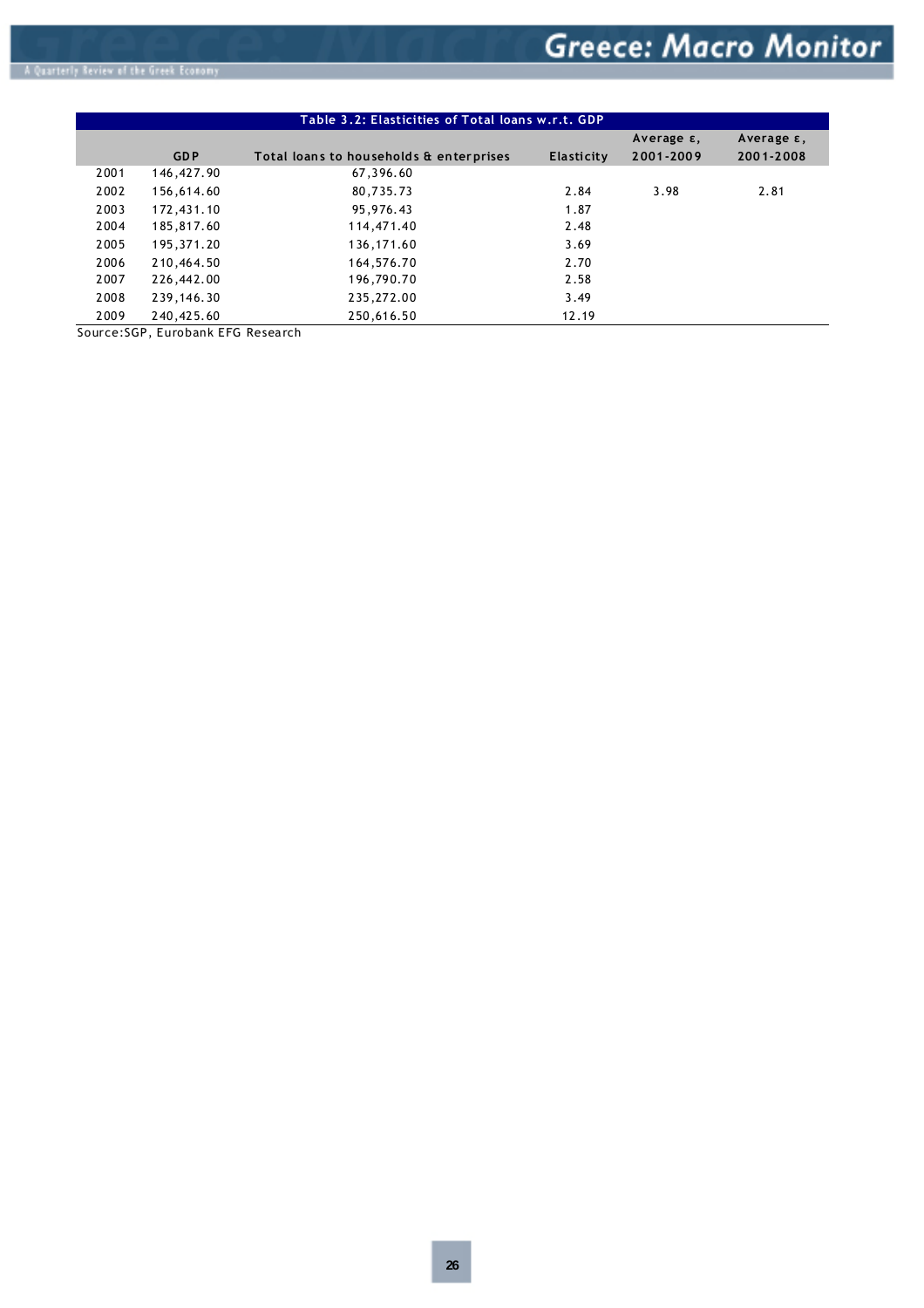| Table 3.2: Elasticities of Total loans w.r.t. GDP | | | | | |
|---|---|---|---|---|---|
| | GDP | Total loans to households & enterprises | Elasticity | Average ε, 2001-2009 | Average ε, 2001-2008 |
| 2001 | 146,427.90 | 67,396.60 | | | |
| 2002 | 156,614.60 | 80,735.73 | 2.84 | 3.98 | 2.81 |
| 2003 | 172,431.10 | 95,976.43 | 1.87 | | |
| 2004 | 185,817.60 | 114,471.40 | 2.48 | | |
| 2005 | 195,371.20 | 136,171.60 | 3.69 | | |
| 2006 | 210,464.50 | 164,576.70 | 2.70 | | |
| 2007 | 226,442.00 | 196,790.70 | 2.58 | | |
| 2008 | 239,146.30 | 235,272.00 | 3.49 | | |
| 2009 | 240,425.60 | 250,616.50 | 12.19 | | |

Source:SGP, Eurobank EFG Research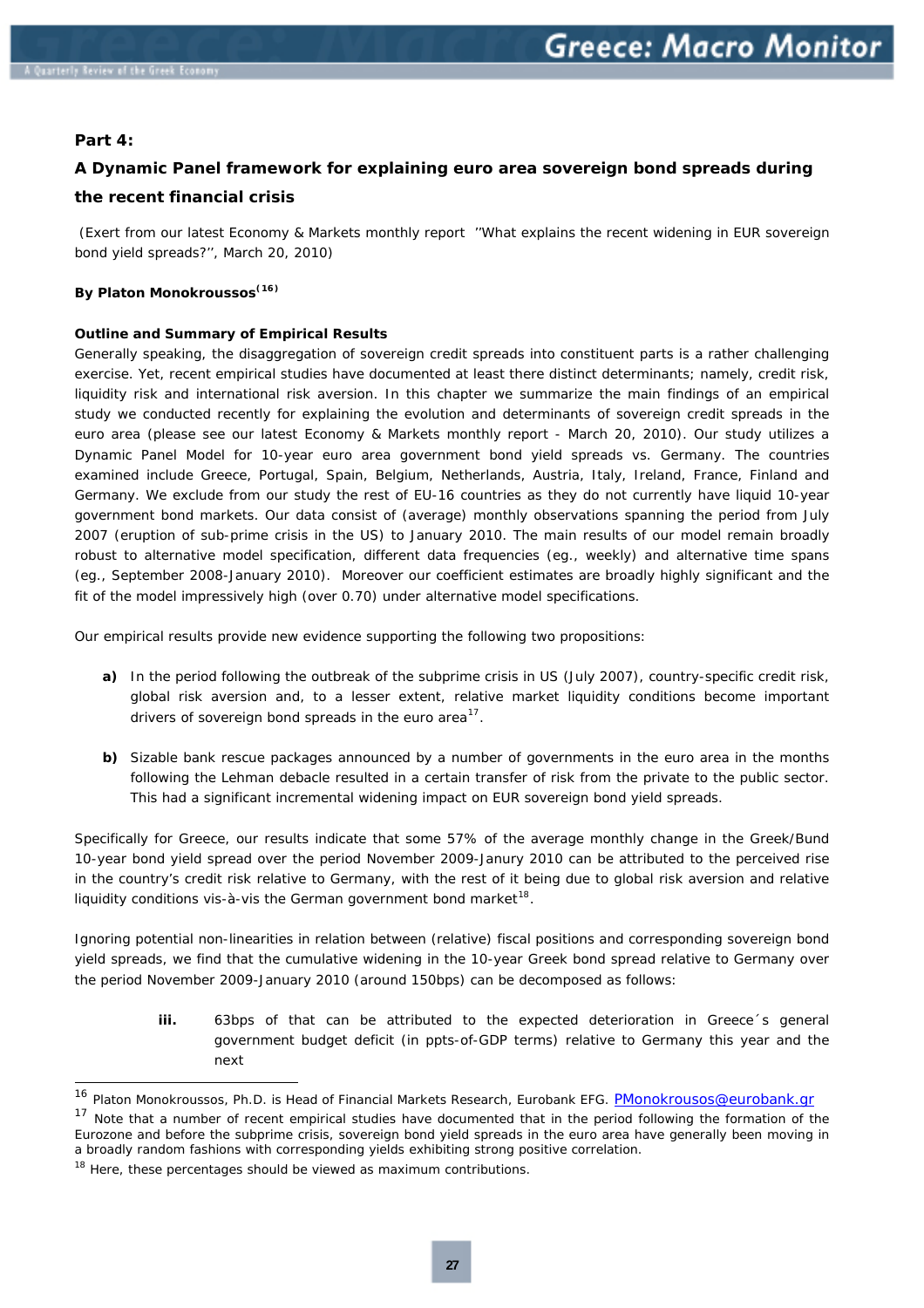## Part 4:

## A Dynamic Panel framework for explaining euro area sovereign bond spreads during the recent financial crisis

(Exert from our latest Economy & Markets monthly report ''What explains the recent widening in EUR sovereign bond yield spreads?'', March 20, 2010)

**By Platon Monokroussos[16]**

**Outline and Summary of Empirical Results**

Generally speaking, the disaggregation of sovereign credit spreads into constituent parts is a rather challenging exercise. Yet, recent empirical studies have documented at least there distinct determinants; namely, credit risk, liquidity risk and international risk aversion. In this chapter we summarize the main findings of an empirical study we conducted recently for explaining the evolution and determinants of sovereign credit spreads in the euro area (please see our latest Economy & Markets monthly report - March 20, 2010). Our study utilizes a Dynamic Panel Model for 10-year euro area government bond yield spreads vs. Germany. The countries examined include Greece, Portugal, Spain, Belgium, Netherlands, Austria, Italy, Ireland, France, Finland and Germany. We exclude from our study the rest of EU-16 countries as they do not currently have liquid 10-year government bond markets. Our data consist of (average) monthly observations spanning the period from July 2007 (eruption of sub-prime crisis in the US) to January 2010. The main results of our model remain broadly robust to alternative model specification, different data frequencies (eg., weekly) and alternative time spans (eg., September 2008-January 2010). Moreover our coefficient estimates are broadly highly significant and the fit of the model impressively high (over 0.70) under alternative model specifications.

Our empirical results provide new evidence supporting the following two propositions:

**a)** In the period following the outbreak of the subprime crisis in US (July 2007), country-specific credit risk, global risk aversion and, to a lesser extent, relative market liquidity conditions become important drivers of sovereign bond spreads in the euro area[17].

**b)** Sizable bank rescue packages announced by a number of governments in the euro area in the months following the Lehman debacle resulted in a certain transfer of risk from the private to the public sector. This had a significant incremental widening impact on EUR sovereign bond yield spreads.

Specifically for Greece, our results indicate that some 57% of the average monthly change in the Greek/Bund 10-year bond yield spread over the period November 2009-Janury 2010 can be attributed to the perceived rise in the country's credit risk relative to Germany, with the rest of it being due to global risk aversion and relative liquidity conditions vis-à-vis the German government bond market[18].

Ignoring potential non-linearities in relation between (relative) fiscal positions and corresponding sovereign bond yield spreads, we find that the cumulative widening in the 10-year Greek bond spread relative to Germany over the period November 2009-January 2010 (around 150bps) can be decomposed as follows:

**iii.** 63bps of that can be attributed to the expected deterioration in Greece´s general government budget deficit (in ppts-of-GDP terms) relative to Germany this year and the next

---

[16] Platon Monokroussos, Ph.D. is Head of Financial Markets Research, Eurobank EFG. PMonokrousos@eurobank.gr

[17] Note that a number of recent empirical studies have documented that in the period following the formation of the Eurozone and before the subprime crisis, sovereign bond yield spreads in the euro area have generally been moving in a broadly random fashions with corresponding yields exhibiting strong positive correlation.

[18] Here, these percentages should be viewed as maximum contributions.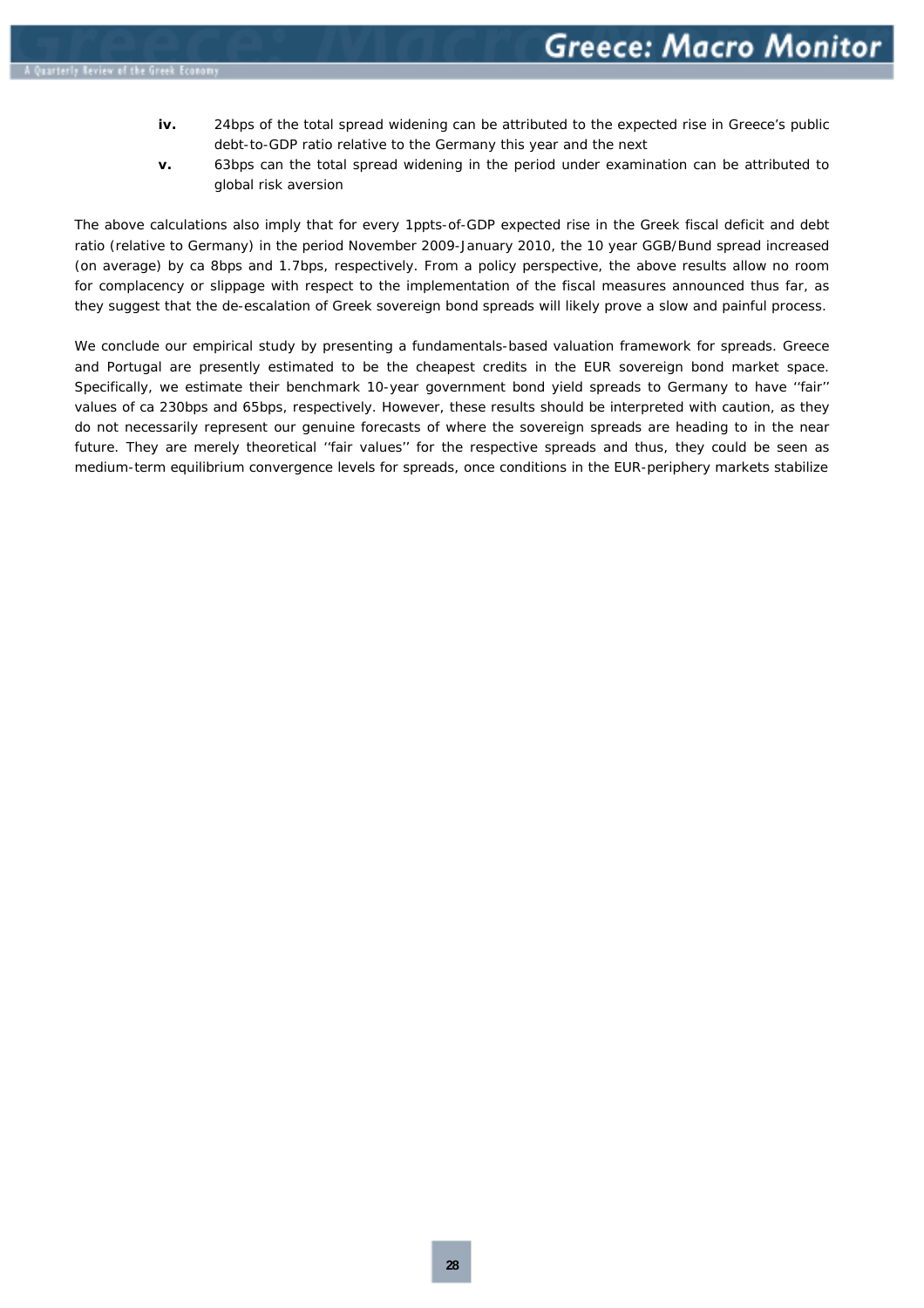**iv.** 24bps of the total spread widening can be attributed to the expected rise in Greece's public debt-to-GDP ratio relative to the Germany this year and the next

**v.** 63bps can the total spread widening in the period under examination can be attributed to global risk aversion

The above calculations also imply that for every 1ppts-of-GDP expected rise in the Greek fiscal deficit and debt ratio (relative to Germany) in the period November 2009-January 2010, the 10 year GGB/Bund spread increased (on average) by ca 8bps and 1.7bps, respectively. From a policy perspective, the above results allow no room for complacency or slippage with respect to the implementation of the fiscal measures announced thus far, as they suggest that the de-escalation of Greek sovereign bond spreads will likely prove a slow and painful process.

We conclude our empirical study by presenting a fundamentals-based valuation framework for spreads. Greece and Portugal are presently estimated to be the cheapest credits in the EUR sovereign bond market space. Specifically, we estimate their benchmark 10-year government bond yield spreads to Germany to have ''fair'' values of ca 230bps and 65bps, respectively. However, these results should be interpreted with caution, as they do not necessarily represent our genuine forecasts of where the sovereign spreads are heading to in the near future. They are merely theoretical ''fair values'' for the respective spreads and thus, they could be seen as medium-term equilibrium convergence levels for spreads, once conditions in the EUR-periphery markets stabilize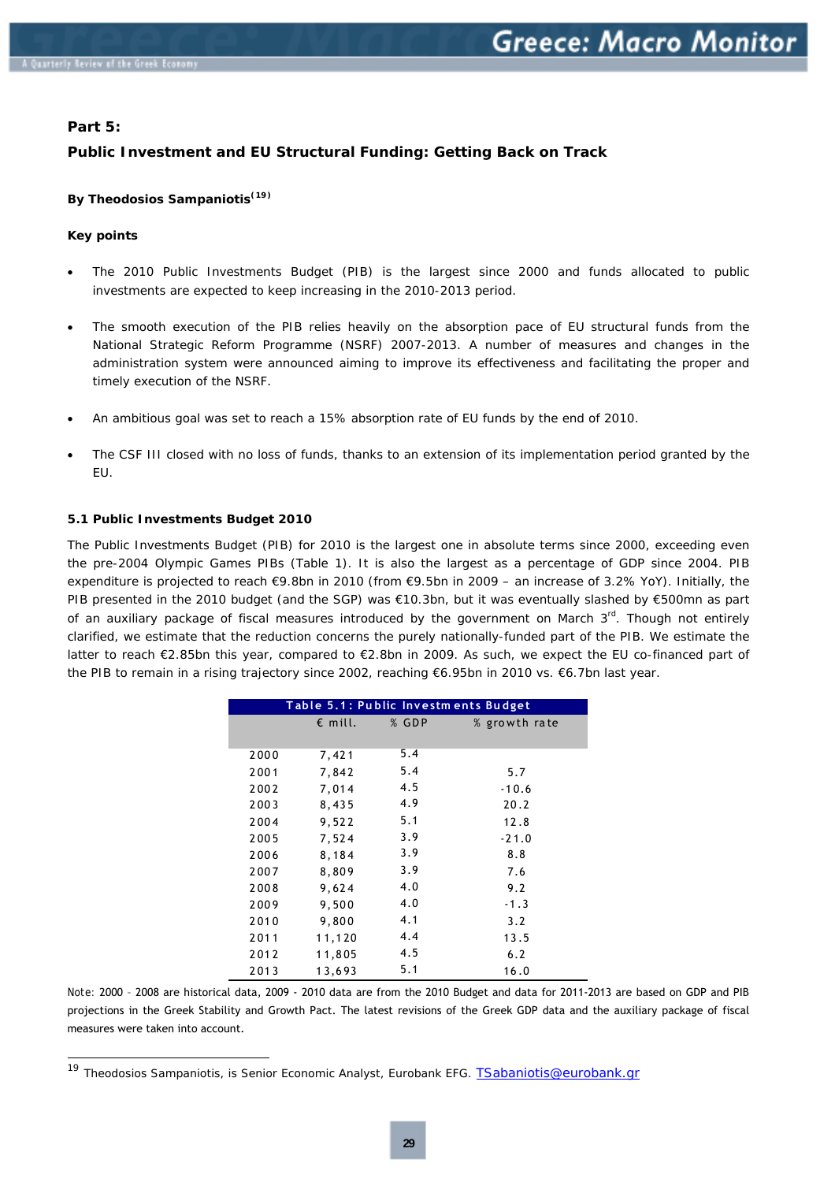## Part 5:

## Public Investment and EU Structural Funding: Getting Back on Track

**By Theodosios Sampaniotis[19]**

**Key points**

- The 2010 Public Investments Budget (PIB) is the largest since 2000 and funds allocated to public investments are expected to keep increasing in the 2010-2013 period.
- The smooth execution of the PIB relies heavily on the absorption pace of EU structural funds from the National Strategic Reform Programme (NSRF) 2007-2013. A number of measures and changes in the administration system were announced aiming to improve its effectiveness and facilitating the proper and timely execution of the NSRF.
- An ambitious goal was set to reach a 15% absorption rate of EU funds by the end of 2010.
- The CSF III closed with no loss of funds, thanks to an extension of its implementation period granted by the EU.

### 5.1 Public Investments Budget 2010

The Public Investments Budget (PIB) for 2010 is the largest one in absolute terms since 2000, exceeding even the pre-2004 Olympic Games PIBs (Table 1). It is also the largest as a percentage of GDP since 2004. PIB expenditure is projected to reach €9.8bn in 2010 (from €9.5bn in 2009 – an increase of 3.2% YoY). Initially, the PIB presented in the 2010 budget (and the SGP) was €10.3bn, but it was eventually slashed by €500mn as part of an auxiliary package of fiscal measures introduced by the government on March 3rd. Though not entirely clarified, we estimate that the reduction concerns the purely nationally-funded part of the PIB. We estimate the latter to reach €2.85bn this year, compared to €2.8bn in 2009. As such, we expect the EU co-financed part of the PIB to remain in a rising trajectory since 2002, reaching €6.95bn in 2010 vs. €6.7bn last year.

**Table 5.1: Public Investments Budget**

| | € mill. | % GDP | % growth rate |
|---|---|---|---|
| 2000 | 7,421 | 5.4 | |
| 2001 | 7,842 | 5.4 | 5.7 |
| 2002 | 7,014 | 4.5 | -10.6 |
| 2003 | 8,435 | 4.9 | 20.2 |
| 2004 | 9,522 | 5.1 | 12.8 |
| 2005 | 7,524 | 3.9 | -21.0 |
| 2006 | 8,184 | 3.9 | 8.8 |
| 2007 | 8,809 | 3.9 | 7.6 |
| 2008 | 9,624 | 4.0 | 9.2 |
| 2009 | 9,500 | 4.0 | -1.3 |
| 2010 | 9,800 | 4.1 | 3.2 |
| 2011 | 11,120 | 4.4 | 13.5 |
| 2012 | 11,805 | 4.5 | 6.2 |
| 2013 | 13,693 | 5.1 | 16.0 |

Note: 2000 – 2008 are historical data, 2009 - 2010 data are from the 2010 Budget and data for 2011-2013 are based on GDP and PIB projections in the Greek Stability and Growth Pact. The latest revisions of the Greek GDP data and the auxiliary package of fiscal measures were taken into account.

---

[19] Theodosios Sampaniotis, is Senior Economic Analyst, Eurobank EFG. TSabaniotis@eurobank.gr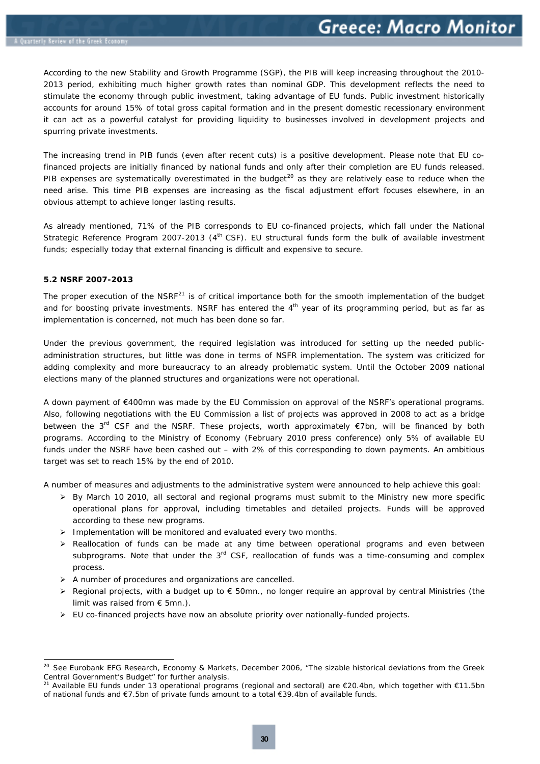According to the new Stability and Growth Programme (SGP), the PIB will keep increasing throughout the 2010-2013 period, exhibiting much higher growth rates than nominal GDP. This development reflects the need to stimulate the economy through public investment, taking advantage of EU funds. Public investment historically accounts for around 15% of total gross capital formation and in the present domestic recessionary environment it can act as a powerful catalyst for providing liquidity to businesses involved in development projects and spurring private investments.

The increasing trend in PIB funds (even after recent cuts) is a positive development. Please note that EU co-financed projects are initially financed by national funds and only after their completion are EU funds released. PIB expenses are systematically overestimated in the budget[20] as they are relatively ease to reduce when the need arise. This time PIB expenses are increasing as the fiscal adjustment effort focuses elsewhere, in an obvious attempt to achieve longer lasting results.

As already mentioned, 71% of the PIB corresponds to EU co-financed projects, which fall under the National Strategic Reference Program 2007-2013 (4th CSF). EU structural funds form the bulk of available investment funds; especially today that external financing is difficult and expensive to secure.

**5.2 NSRF 2007-2013**

The proper execution of the NSRF[21] is of critical importance both for the smooth implementation of the budget and for boosting private investments. NSRF has entered the 4th year of its programming period, but as far as implementation is concerned, not much has been done so far.

Under the previous government, the required legislation was introduced for setting up the needed public-administration structures, but little was done in terms of NSFR implementation. The system was criticized for adding complexity and more bureaucracy to an already problematic system. Until the October 2009 national elections many of the planned structures and organizations were not operational.

A down payment of €400mn was made by the EU Commission on approval of the NSRF's operational programs. Also, following negotiations with the EU Commission a list of projects was approved in 2008 to act as a bridge between the 3rd CSF and the NSRF. These projects, worth approximately €7bn, will be financed by both programs. According to the Ministry of Economy (February 2010 press conference) only 5% of available EU funds under the NSRF have been cashed out – with 2% of this corresponding to down payments. An ambitious target was set to reach 15% by the end of 2010.

A number of measures and adjustments to the administrative system were announced to help achieve this goal:

- By March 10 2010, all sectoral and regional programs must submit to the Ministry new more specific operational plans for approval, including timetables and detailed projects. Funds will be approved according to these new programs.
- Implementation will be monitored and evaluated every two months.
- Reallocation of funds can be made at any time between operational programs and even between subprograms. Note that under the 3rd CSF, reallocation of funds was a time-consuming and complex process.
- A number of procedures and organizations are cancelled.
- Regional projects, with a budget up to € 50mn., no longer require an approval by central Ministries (the limit was raised from € 5mn.).
- EU co-financed projects have now an absolute priority over nationally-funded projects.

---

[20] See Eurobank EFG Research, Economy & Markets, December 2006, "The sizable historical deviations from the Greek Central Government's Budget" for further analysis.

[21] Available EU funds under 13 operational programs (regional and sectoral) are €20.4bn, which together with €11.5bn of national funds and €7.5bn of private funds amount to a total €39.4bn of available funds.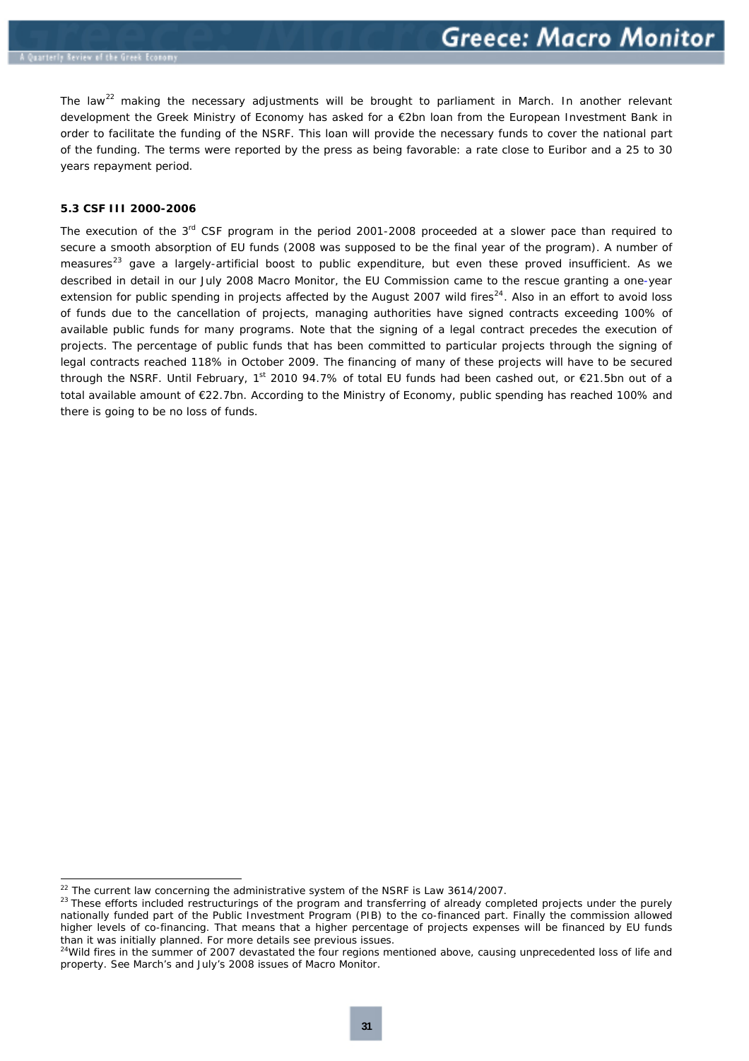The law[22] making the necessary adjustments will be brought to parliament in March. In another relevant development the Greek Ministry of Economy has asked for a €2bn loan from the European Investment Bank in order to facilitate the funding of the NSRF. This loan will provide the necessary funds to cover the national part of the funding. The terms were reported by the press as being favorable: a rate close to Euribor and a 25 to 30 years repayment period.

### 5.3 CSF III 2000-2006

The execution of the 3rd CSF program in the period 2001-2008 proceeded at a slower pace than required to secure a smooth absorption of EU funds (2008 was supposed to be the final year of the program). A number of measures[23] gave a largely-artificial boost to public expenditure, but even these proved insufficient. As we described in detail in our July 2008 Macro Monitor, the EU Commission came to the rescue granting a one-year extension for public spending in projects affected by the August 2007 wild fires[24]. Also in an effort to avoid loss of funds due to the cancellation of projects, managing authorities have signed contracts exceeding 100% of available public funds for many programs. Note that the signing of a legal contract precedes the execution of projects. The percentage of public funds that has been committed to particular projects through the signing of legal contracts reached 118% in October 2009. The financing of many of these projects will have to be secured through the NSRF. Until February, 1st 2010 94.7% of total EU funds had been cashed out, or €21.5bn out of a total available amount of €22.7bn. According to the Ministry of Economy, public spending has reached 100% and there is going to be no loss of funds.

---

[22] The current law concerning the administrative system of the NSRF is Law 3614/2007.

[23] These efforts included restructurings of the program and transferring of already completed projects under the purely nationally funded part of the Public Investment Program (PIB) to the co-financed part. Finally the commission allowed higher levels of co-financing. That means that a higher percentage of projects expenses will be financed by EU funds than it was initially planned. For more details see previous issues.

[24] Wild fires in the summer of 2007 devastated the four regions mentioned above, causing unprecedented loss of life and property. See March's and July's 2008 issues of Macro Monitor.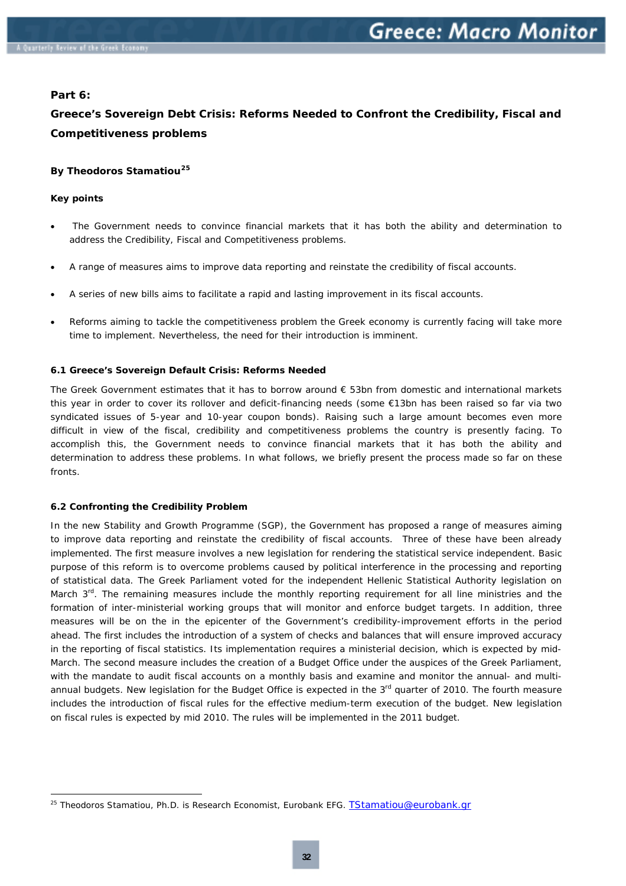## Part 6:

## Greece's Sovereign Debt Crisis: Reforms Needed to Confront the Credibility, Fiscal and Competitiveness problems

**By Theodoros Stamatiou[25]**

**Key points**

- The Government needs to convince financial markets that it has both the ability and determination to address the Credibility, Fiscal and Competitiveness problems.
- A range of measures aims to improve data reporting and reinstate the credibility of fiscal accounts.
- A series of new bills aims to facilitate a rapid and lasting improvement in its fiscal accounts.
- Reforms aiming to tackle the competitiveness problem the Greek economy is currently facing will take more time to implement. Nevertheless, the need for their introduction is imminent.

### 6.1 Greece's Sovereign Default Crisis: Reforms Needed

The Greek Government estimates that it has to borrow around € 53bn from domestic and international markets this year in order to cover its rollover and deficit-financing needs (some €13bn has been raised so far via two syndicated issues of 5-year and 10-year coupon bonds). Raising such a large amount becomes even more difficult in view of the fiscal, credibility and competitiveness problems the country is presently facing. To accomplish this, the Government needs to convince financial markets that it has both the ability and determination to address these problems. In what follows, we briefly present the process made so far on these fronts.

### 6.2 Confronting the Credibility Problem

In the new Stability and Growth Programme (SGP), the Government has proposed a range of measures aiming to improve data reporting and reinstate the credibility of fiscal accounts. Three of these have been already implemented. The first measure involves a new legislation for rendering the statistical service independent. Basic purpose of this reform is to overcome problems caused by political interference in the processing and reporting of statistical data. The Greek Parliament voted for the independent Hellenic Statistical Authority legislation on March 3rd. The remaining measures include the monthly reporting requirement for all line ministries and the formation of inter-ministerial working groups that will monitor and enforce budget targets. In addition, three measures will be on the in the epicenter of the Government's credibility-improvement efforts in the period ahead. The first includes the introduction of a system of checks and balances that will ensure improved accuracy in the reporting of fiscal statistics. Its implementation requires a ministerial decision, which is expected by mid-March. The second measure includes the creation of a Budget Office under the auspices of the Greek Parliament, with the mandate to audit fiscal accounts on a monthly basis and examine and monitor the annual- and multi-annual budgets. New legislation for the Budget Office is expected in the 3rd quarter of 2010. The fourth measure includes the introduction of fiscal rules for the effective medium-term execution of the budget. New legislation on fiscal rules is expected by mid 2010. The rules will be implemented in the 2011 budget.

---

[25] Theodoros Stamatiou, Ph.D. is Research Economist, Eurobank EFG. TStamatiou@eurobank.gr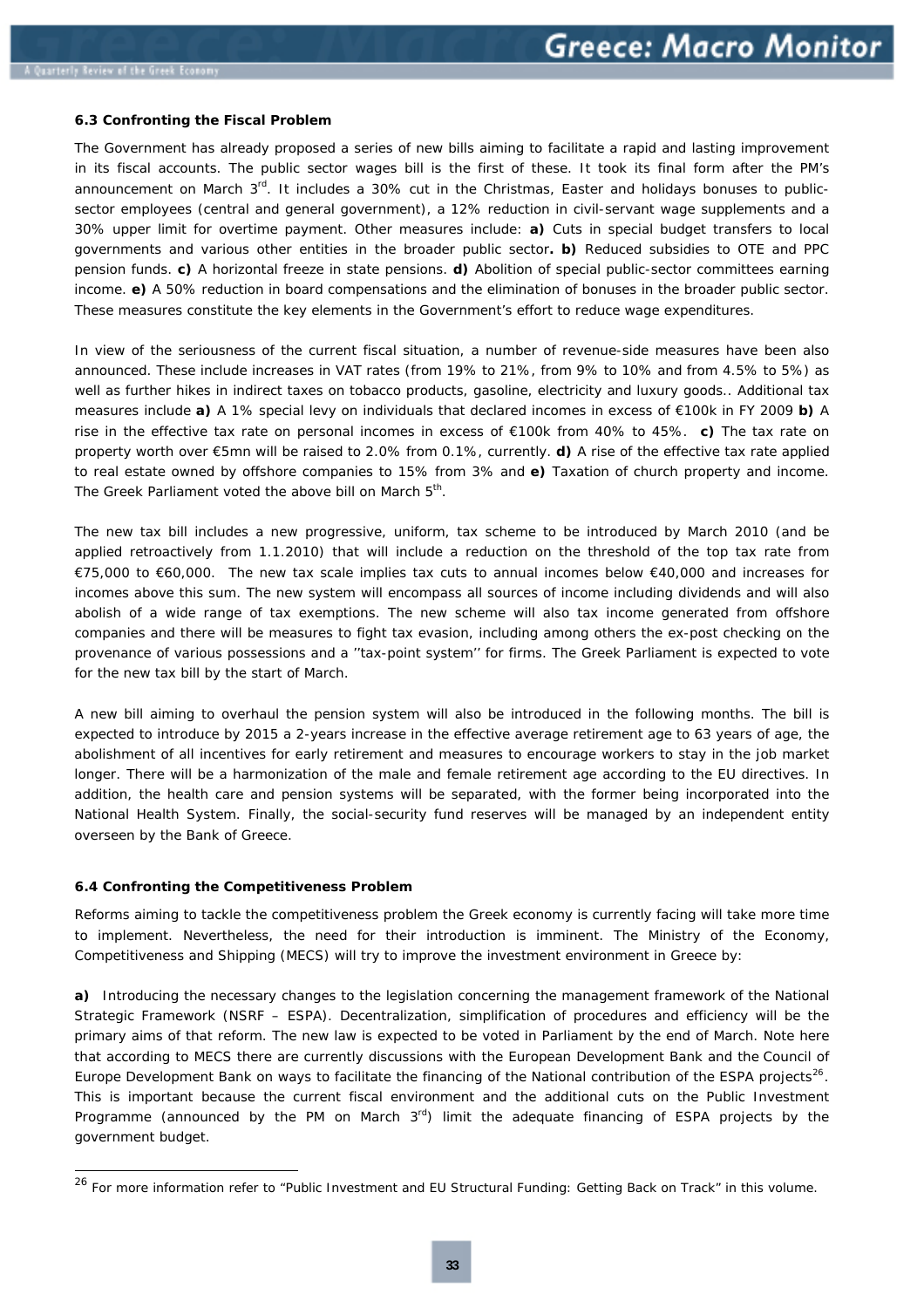### 6.3 Confronting the Fiscal Problem

The Government has already proposed a series of new bills aiming to facilitate a rapid and lasting improvement in its fiscal accounts. The public sector wages bill is the first of these. It took its final form after the PM's announcement on March 3rd. It includes a 30% cut in the Christmas, Easter and holidays bonuses to public-sector employees (central and general government), a 12% reduction in civil-servant wage supplements and a 30% upper limit for overtime payment. Other measures include: **a)** Cuts in special budget transfers to local governments and various other entities in the broader public sector**. b)** Reduced subsidies to OTE and PPC pension funds. **c)** A horizontal freeze in state pensions. **d)** Abolition of special public-sector committees earning income. **e)** A 50% reduction in board compensations and the elimination of bonuses in the broader public sector. These measures constitute the key elements in the Government's effort to reduce wage expenditures.

In view of the seriousness of the current fiscal situation, a number of revenue-side measures have been also announced. These include increases in VAT rates (from 19% to 21%, from 9% to 10% and from 4.5% to 5%) as well as further hikes in indirect taxes on tobacco products, gasoline, electricity and luxury goods.. Additional tax measures include **a)** A 1% special levy on individuals that declared incomes in excess of €100k in FY 2009 **b)** A rise in the effective tax rate on personal incomes in excess of €100k from 40% to 45%. **c)** The tax rate on property worth over €5mn will be raised to 2.0% from 0.1%, currently. **d)** A rise of the effective tax rate applied to real estate owned by offshore companies to 15% from 3% and **e)** Taxation of church property and income. The Greek Parliament voted the above bill on March 5th.

The new tax bill includes a new progressive, uniform, tax scheme to be introduced by March 2010 (and be applied retroactively from 1.1.2010) that will include a reduction on the threshold of the top tax rate from €75,000 to €60,000. The new tax scale implies tax cuts to annual incomes below €40,000 and increases for incomes above this sum. The new system will encompass all sources of income including dividends and will also abolish of a wide range of tax exemptions. The new scheme will also tax income generated from offshore companies and there will be measures to fight tax evasion, including among others the ex-post checking on the provenance of various possessions and a ''tax-point system'' for firms. The Greek Parliament is expected to vote for the new tax bill by the start of March.

A new bill aiming to overhaul the pension system will also be introduced in the following months. The bill is expected to introduce by 2015 a 2-years increase in the effective average retirement age to 63 years of age, the abolishment of all incentives for early retirement and measures to encourage workers to stay in the job market longer. There will be a harmonization of the male and female retirement age according to the EU directives. In addition, the health care and pension systems will be separated, with the former being incorporated into the National Health System. Finally, the social-security fund reserves will be managed by an independent entity overseen by the Bank of Greece.

### 6.4 Confronting the Competitiveness Problem

Reforms aiming to tackle the competitiveness problem the Greek economy is currently facing will take more time to implement. Nevertheless, the need for their introduction is imminent. The Ministry of the Economy, Competitiveness and Shipping (MECS) will try to improve the investment environment in Greece by:

**a)** Introducing the necessary changes to the legislation concerning the management framework of the National Strategic Framework (NSRF – ESPA). Decentralization, simplification of procedures and efficiency will be the primary aims of that reform. The new law is expected to be voted in Parliament by the end of March. Note here that according to MECS there are currently discussions with the European Development Bank and the Council of Europe Development Bank on ways to facilitate the financing of the National contribution of the ESPA projects[26]. This is important because the current fiscal environment and the additional cuts on the Public Investment Programme (announced by the PM on March 3rd) limit the adequate financing of ESPA projects by the government budget.

[26] For more information refer to "Public Investment and EU Structural Funding: Getting Back on Track" in this volume.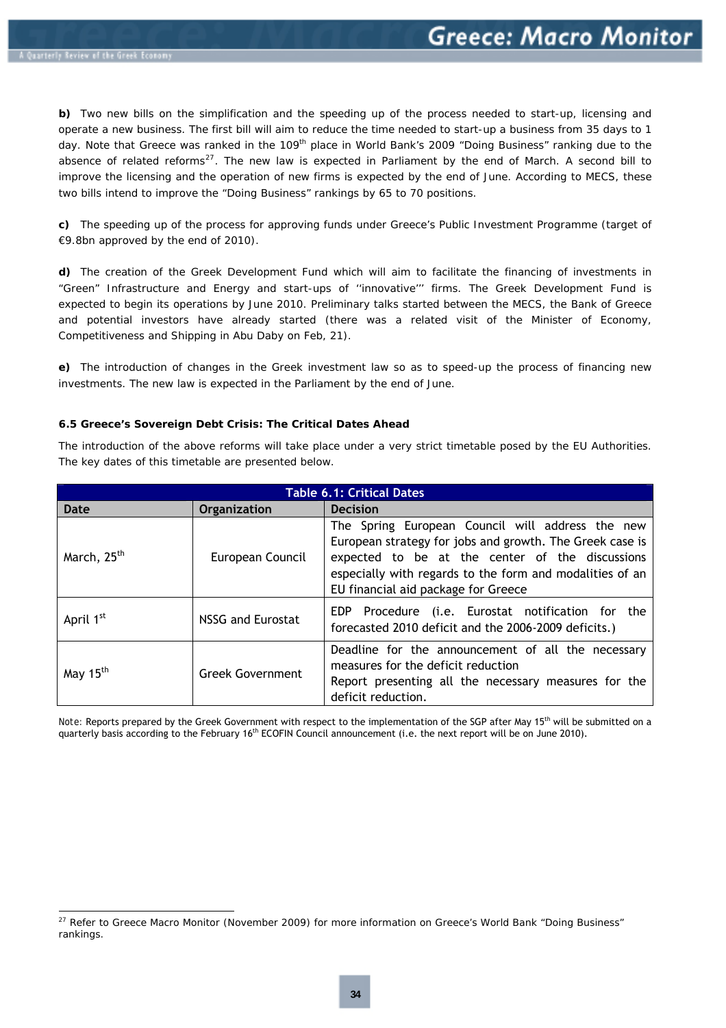**b)** Two new bills on the simplification and the speeding up of the process needed to start-up, licensing and operate a new business. The first bill will aim to reduce the time needed to start-up a business from 35 days to 1 day. Note that Greece was ranked in the 109th place in World Bank's 2009 "Doing Business" ranking due to the absence of related reforms[27]. The new law is expected in Parliament by the end of March. A second bill to improve the licensing and the operation of new firms is expected by the end of June. According to MECS, these two bills intend to improve the "Doing Business" rankings by 65 to 70 positions.

**c)** The speeding up of the process for approving funds under Greece's Public Investment Programme (target of €9.8bn approved by the end of 2010).

**d)** The creation of the Greek Development Fund which will aim to facilitate the financing of investments in "Green" Infrastructure and Energy and start-ups of ''innovative''' firms. The Greek Development Fund is expected to begin its operations by June 2010. Preliminary talks started between the MECS, the Bank of Greece and potential investors have already started (there was a related visit of the Minister of Economy, Competitiveness and Shipping in Abu Daby on Feb, 21).

**e)** The introduction of changes in the Greek investment law so as to speed-up the process of financing new investments. The new law is expected in the Parliament by the end of June.

#### 6.5 Greece's Sovereign Debt Crisis: The Critical Dates Ahead

The introduction of the above reforms will take place under a very strict timetable posed by the EU Authorities. The key dates of this timetable are presented below.

**Table 6.1: Critical Dates**

| Date | Organization | Decision |
|---|---|---|
| March, 25th | European Council | The Spring European Council will address the new European strategy for jobs and growth. The Greek case is expected to be at the center of the discussions especially with regards to the form and modalities of an EU financial aid package for Greece |
| April 1st | NSSG and Eurostat | EDP Procedure (i.e. Eurostat notification for the forecasted 2010 deficit and the 2006-2009 deficits.) |
| May 15th | Greek Government | Deadline for the announcement of all the necessary measures for the deficit reduction<br>Report presenting all the necessary measures for the deficit reduction. |

Note: Reports prepared by the Greek Government with respect to the implementation of the SGP after May 15th will be submitted on a quarterly basis according to the February 16th ECOFIN Council announcement (i.e. the next report will be on June 2010).

[27] Refer to Greece Macro Monitor (November 2009) for more information on Greece's World Bank "Doing Business" rankings.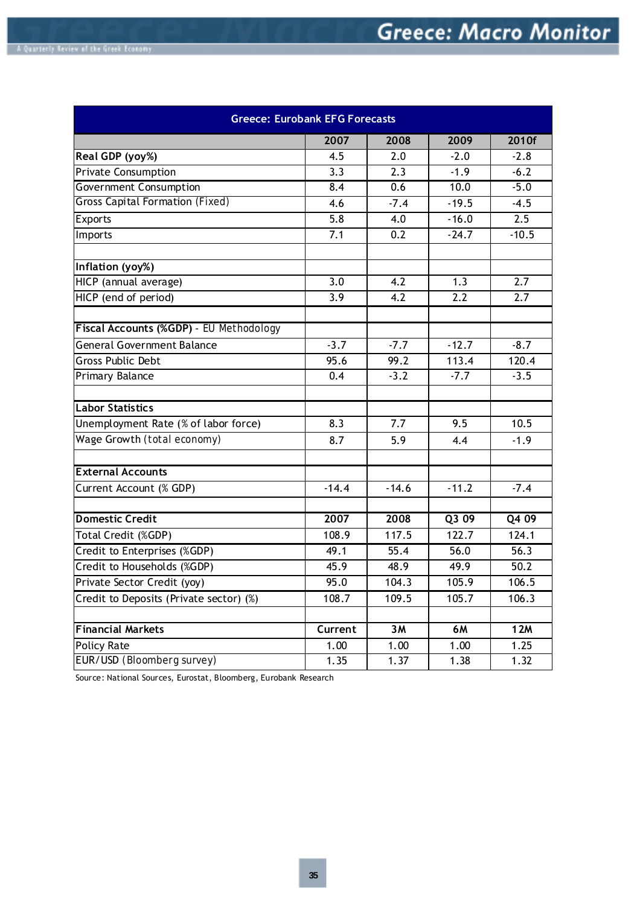| Greece: Eurobank EFG Forecasts | | | | |
|---|---|---|---|---|
| | 2007 | 2008 | 2009 | 2010f |
| **Real GDP (yoy%)** | 4.5 | 2.0 | -2.0 | -2.8 |
| Private Consumption | 3.3 | 2.3 | -1.9 | -6.2 |
| Government Consumption | 8.4 | 0.6 | 10.0 | -5.0 |
| Gross Capital Formation (Fixed) | 4.6 | -7.4 | -19.5 | -4.5 |
| Exports | 5.8 | 4.0 | -16.0 | 2.5 |
| Imports | 7.1 | 0.2 | -24.7 | -10.5 |
| | | | | |
| **Inflation (yoy%)** | | | | |
| HICP (annual average) | 3.0 | 4.2 | 1.3 | 2.7 |
| HICP (end of period) | 3.9 | 4.2 | 2.2 | 2.7 |
| | | | | |
| **Fiscal Accounts (%GDP)** - EU Methodology | | | | |
| General Government Balance | -3.7 | -7.7 | -12.7 | -8.7 |
| Gross Public Debt | 95.6 | 99.2 | 113.4 | 120.4 |
| Primary Balance | 0.4 | -3.2 | -7.7 | -3.5 |
| | | | | |
| **Labor Statistics** | | | | |
| Unemployment Rate (% of labor force) | 8.3 | 7.7 | 9.5 | 10.5 |
| Wage Growth (total economy) | 8.7 | 5.9 | 4.4 | -1.9 |
| | | | | |
| **External Accounts** | | | | |
| Current Account (% GDP) | -14.4 | -14.6 | -11.2 | -7.4 |
| | | | | |
| **Domestic Credit** | **2007** | **2008** | **Q3 09** | **Q4 09** |
| Total Credit (%GDP) | 108.9 | 117.5 | 122.7 | 124.1 |
| Credit to Enterprises (%GDP) | 49.1 | 55.4 | 56.0 | 56.3 |
| Credit to Households (%GDP) | 45.9 | 48.9 | 49.9 | 50.2 |
| Private Sector Credit (yoy) | 95.0 | 104.3 | 105.9 | 106.5 |
| Credit to Deposits (Private sector) (%) | 108.7 | 109.5 | 105.7 | 106.3 |
| | | | | |
| **Financial Markets** | **Current** | **3M** | **6M** | **12M** |
| Policy Rate | 1.00 | 1.00 | 1.00 | 1.25 |
| EUR/USD (Bloomberg survey) | 1.35 | 1.37 | 1.38 | 1.32 |

Source: National Sources, Eurostat, Bloomberg, Eurobank Research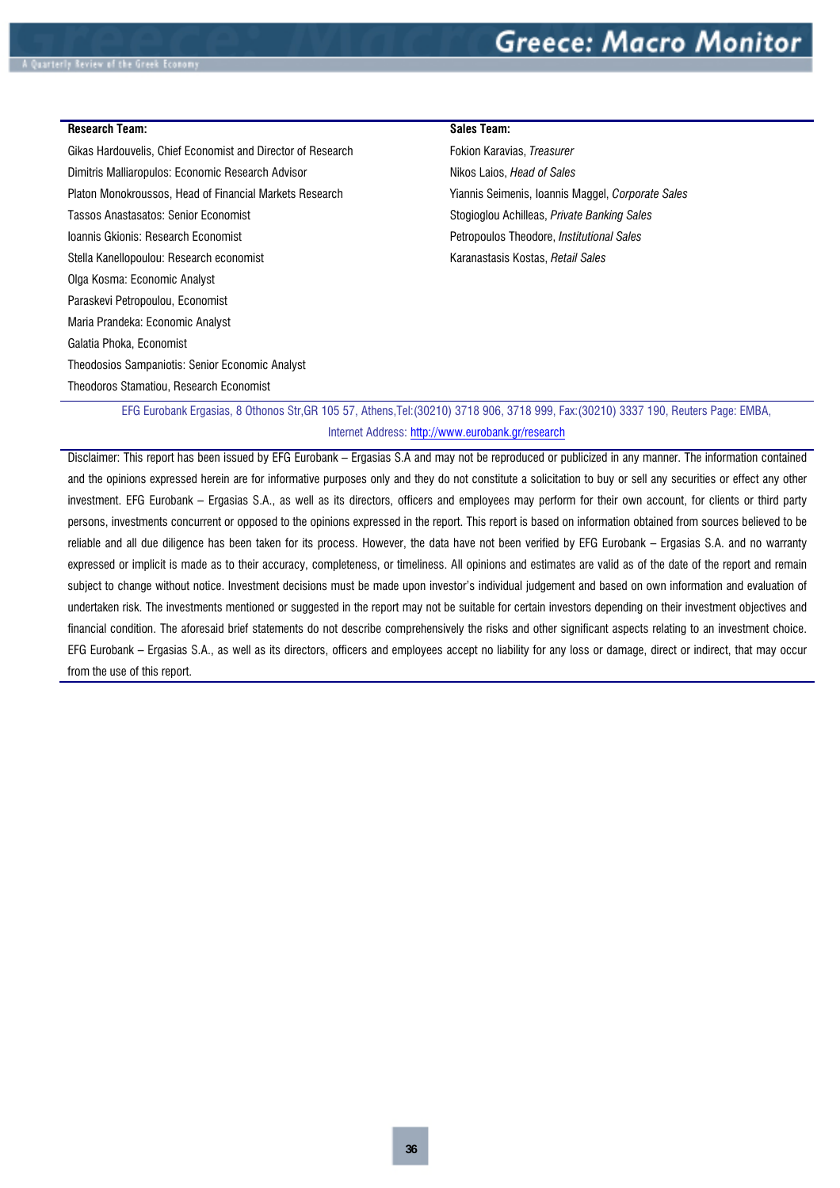**Research Team:**

Gikas Hardouvelis, Chief Economist and Director of Research

Dimitris Malliaropulos: Economic Research Advisor

Platon Monokroussos, Head of Financial Markets Research

Tassos Anastasatos: Senior Economist

Ioannis Gkionis: Research Economist

Stella Kanellopoulou: Research economist

Olga Kosma: Economic Analyst

Paraskevi Petropoulou, Economist

Maria Prandeka: Economic Analyst

Galatia Phoka, Economist

Theodosios Sampaniotis: Senior Economic Analyst

Theodoros Stamatiou, Research Economist

**Sales Team:**

Fokion Karavias, *Treasurer*

Nikos Laios, *Head of Sales*

Yiannis Seimenis, Ioannis Maggel, *Corporate Sales*

Stogioglou Achilleas, *Private Banking Sales*

Petropoulos Theodore, *Institutional Sales*

Karanastasis Kostas, *Retail Sales*

EFG Eurobank Ergasias, 8 Othonos Str,GR 105 57, Athens,Tel:(30210) 3718 906, 3718 999, Fax:(30210) 3337 190, Reuters Page: EMBA,

Internet Address: http://www.eurobank.gr/research

Disclaimer: This report has been issued by EFG Eurobank – Ergasias S.A and may not be reproduced or publicized in any manner. The information contained and the opinions expressed herein are for informative purposes only and they do not constitute a solicitation to buy or sell any securities or effect any other investment. EFG Eurobank – Ergasias S.A., as well as its directors, officers and employees may perform for their own account, for clients or third party persons, investments concurrent or opposed to the opinions expressed in the report. This report is based on information obtained from sources believed to be reliable and all due diligence has been taken for its process. However, the data have not been verified by EFG Eurobank – Ergasias S.A. and no warranty expressed or implicit is made as to their accuracy, completeness, or timeliness. All opinions and estimates are valid as of the date of the report and remain subject to change without notice. Investment decisions must be made upon investor's individual judgement and based on own information and evaluation of undertaken risk. The investments mentioned or suggested in the report may not be suitable for certain investors depending on their investment objectives and financial condition. The aforesaid brief statements do not describe comprehensively the risks and other significant aspects relating to an investment choice. EFG Eurobank – Ergasias S.A., as well as its directors, officers and employees accept no liability for any loss or damage, direct or indirect, that may occur from the use of this report.